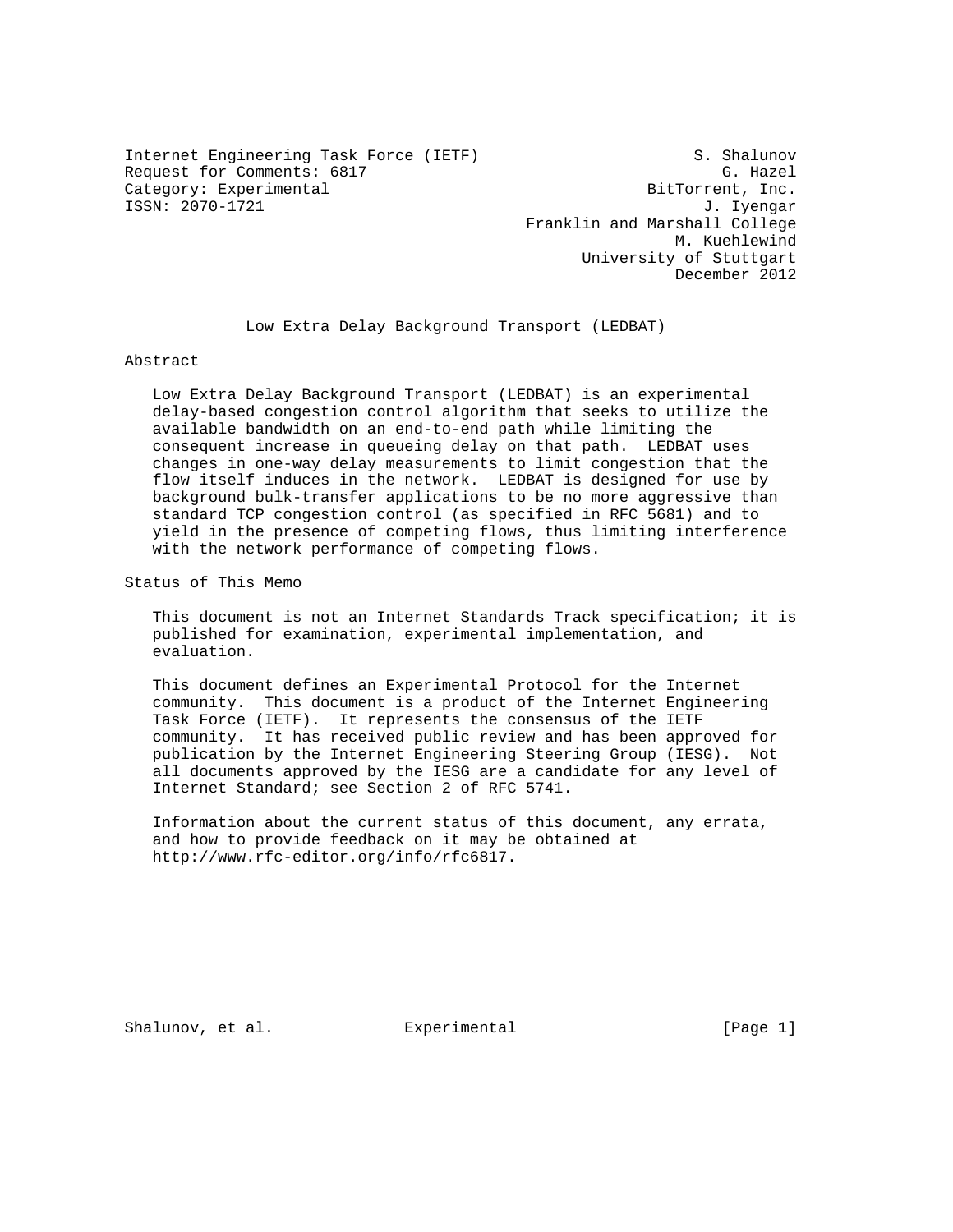Internet Engineering Task Force (IETF)  
Request for Comments: 6817  
Category: Experimental  
ISSN: 2070-1721

S. Shalunov  
G. Hazel  
BitTorrent, Inc.  
J. Iyengar  
Franklin and Marshall College  
M. Kuehlewind  
University of Stuttgart  
December 2012

# Low Extra Delay Background Transport (LEDBAT)

## Abstract

Low Extra Delay Background Transport (LEDBAT) is an experimental delay-based congestion control algorithm that seeks to utilize the available bandwidth on an end-to-end path while limiting the consequent increase in queueing delay on that path. LEDBAT uses changes in one-way delay measurements to limit congestion that the flow itself induces in the network. LEDBAT is designed for use by background bulk-transfer applications to be no more aggressive than standard TCP congestion control (as specified in RFC 5681) and to yield in the presence of competing flows, thus limiting interference with the network performance of competing flows.

## Status of This Memo

This document is not an Internet Standards Track specification; it is published for examination, experimental implementation, and evaluation.

This document defines an Experimental Protocol for the Internet community. This document is a product of the Internet Engineering Task Force (IETF). It represents the consensus of the IETF community. It has received public review and has been approved for publication by the Internet Engineering Steering Group (IESG). Not all documents approved by the IESG are a candidate for any level of Internet Standard; see Section 2 of RFC 5741.

Information about the current status of this document, any errata, and how to provide feedback on it may be obtained at http://www.rfc-editor.org/info/rfc6817.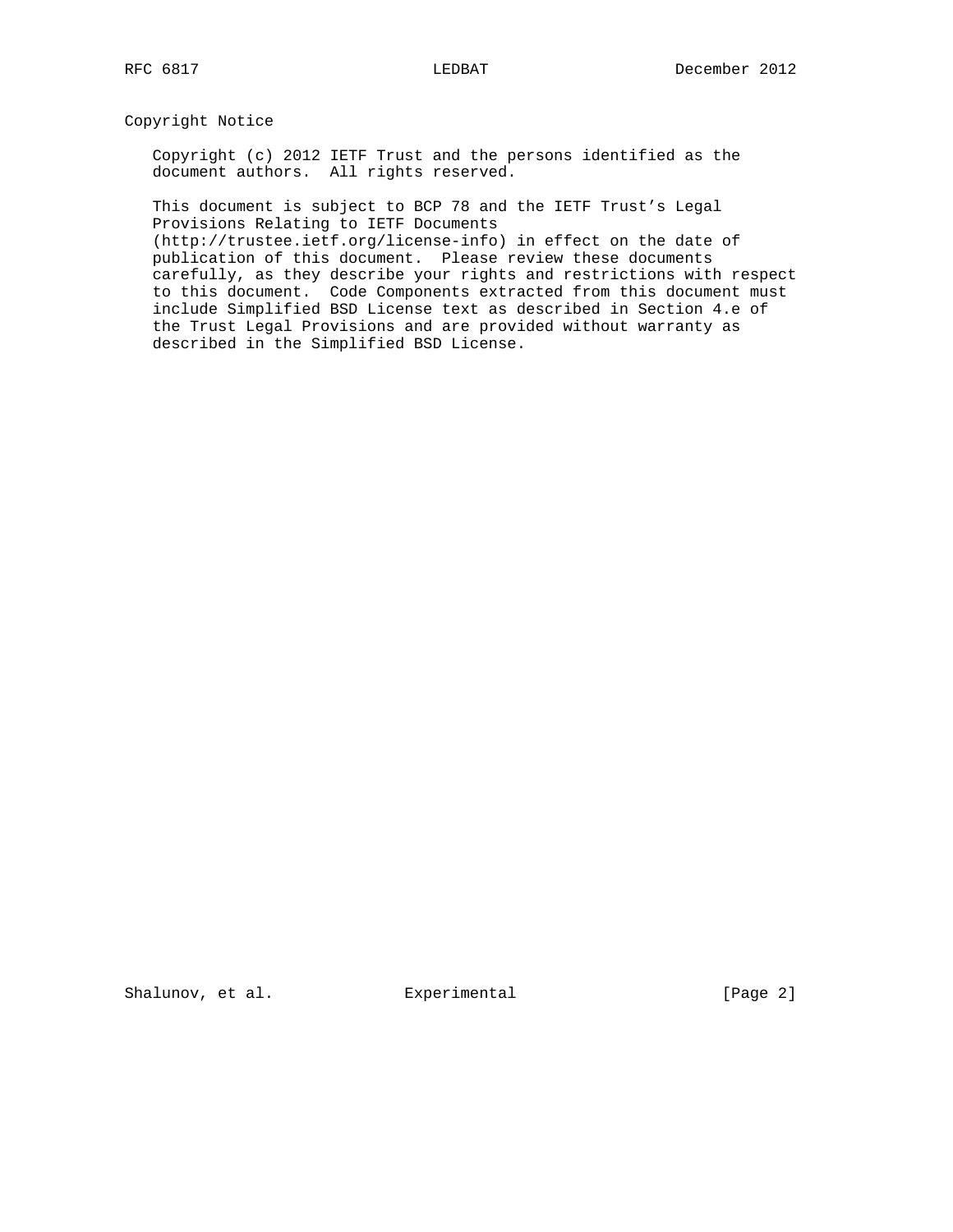## Copyright Notice

Copyright (c) 2012 IETF Trust and the persons identified as the document authors. All rights reserved.

This document is subject to BCP 78 and the IETF Trust's Legal Provisions Relating to IETF Documents (http://trustee.ietf.org/license-info) in effect on the date of publication of this document. Please review these documents carefully, as they describe your rights and restrictions with respect to this document. Code Components extracted from this document must include Simplified BSD License text as described in Section 4.e of the Trust Legal Provisions and are provided without warranty as described in the Simplified BSD License.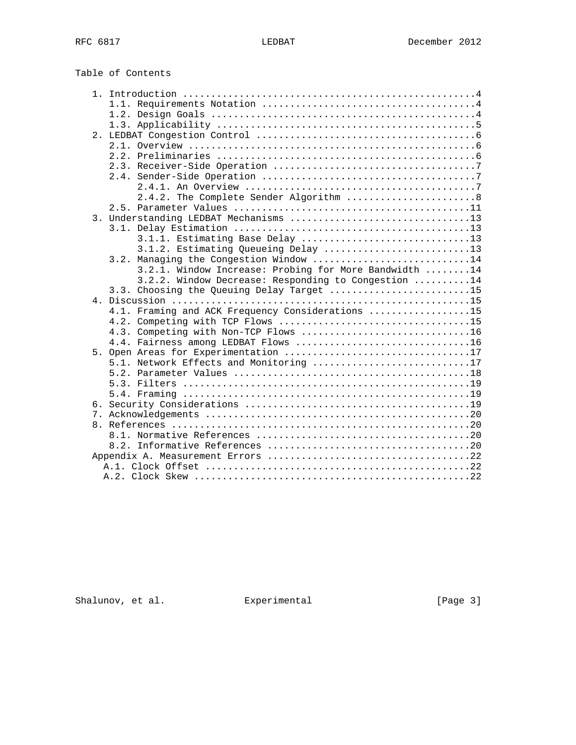## Table of Contents

```
   1. Introduction ....................................................4
      1.1. Requirements Notation ......................................4
      1.2. Design Goals ...............................................4
      1.3. Applicability ..............................................5
   2. LEDBAT Congestion Control .......................................6
      2.1. Overview ...................................................6
      2.2. Preliminaries ..............................................6
      2.3. Receiver-Side Operation ....................................7
      2.4. Sender-Side Operation ......................................7
           2.4.1. An Overview .........................................7
           2.4.2. The Complete Sender Algorithm .......................8
      2.5. Parameter Values ..........................................11
   3. Understanding LEDBAT Mechanisms ................................13
      3.1. Delay Estimation ..........................................13
           3.1.1. Estimating Base Delay ..............................13
           3.1.2. Estimating Queueing Delay ..........................13
      3.2. Managing the Congestion Window ............................14
           3.2.1. Window Increase: Probing for More Bandwidth ........14
           3.2.2. Window Decrease: Responding to Congestion ..........14
      3.3. Choosing the Queuing Delay Target .........................15
   4. Discussion .....................................................15
      4.1. Framing and ACK Frequency Considerations ..................15
      4.2. Competing with TCP Flows ..................................15
      4.3. Competing with Non-TCP Flows ..............................16
      4.4. Fairness among LEDBAT Flows ...............................16
   5. Open Areas for Experimentation .................................17
      5.1. Network Effects and Monitoring ............................17
      5.2. Parameter Values ..........................................18
      5.3. Filters ...................................................19
      5.4. Framing ...................................................19
   6. Security Considerations ........................................19
   7. Acknowledgements ...............................................20
   8. References .....................................................20
      8.1. Normative References ......................................20
      8.2. Informative References ....................................20
   Appendix A. Measurement Errors ....................................22
     A.1. Clock Offset ...............................................22
     A.2. Clock Skew .................................................22
```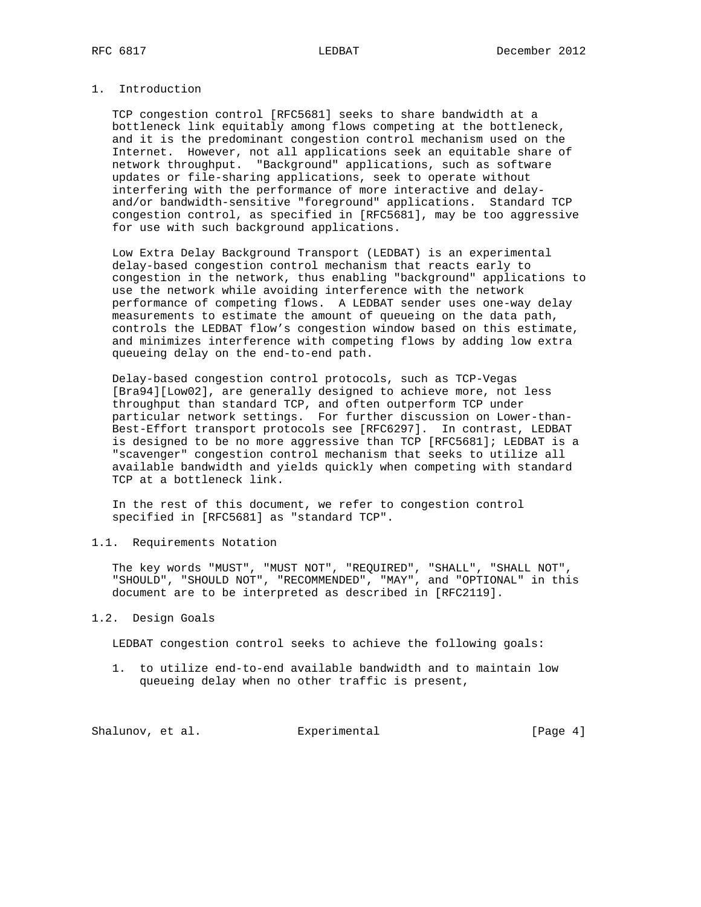## 1. Introduction

TCP congestion control [RFC5681] seeks to share bandwidth at a bottleneck link equitably among flows competing at the bottleneck, and it is the predominant congestion control mechanism used on the Internet. However, not all applications seek an equitable share of network throughput. "Background" applications, such as software updates or file-sharing applications, seek to operate without interfering with the performance of more interactive and delay- and/or bandwidth-sensitive "foreground" applications. Standard TCP congestion control, as specified in [RFC5681], may be too aggressive for use with such background applications.

Low Extra Delay Background Transport (LEDBAT) is an experimental delay-based congestion control mechanism that reacts early to congestion in the network, thus enabling "background" applications to use the network while avoiding interference with the network performance of competing flows. A LEDBAT sender uses one-way delay measurements to estimate the amount of queueing on the data path, controls the LEDBAT flow's congestion window based on this estimate, and minimizes interference with competing flows by adding low extra queueing delay on the end-to-end path.

Delay-based congestion control protocols, such as TCP-Vegas [Bra94][Low02], are generally designed to achieve more, not less throughput than standard TCP, and often outperform TCP under particular network settings. For further discussion on Lower-than-Best-Effort transport protocols see [RFC6297]. In contrast, LEDBAT is designed to be no more aggressive than TCP [RFC5681]; LEDBAT is a "scavenger" congestion control mechanism that seeks to utilize all available bandwidth and yields quickly when competing with standard TCP at a bottleneck link.

In the rest of this document, we refer to congestion control specified in [RFC5681] as "standard TCP".

### 1.1. Requirements Notation

The key words "MUST", "MUST NOT", "REQUIRED", "SHALL", "SHALL NOT", "SHOULD", "SHOULD NOT", "RECOMMENDED", "MAY", and "OPTIONAL" in this document are to be interpreted as described in [RFC2119].

### 1.2. Design Goals

LEDBAT congestion control seeks to achieve the following goals:

1. to utilize end-to-end available bandwidth and to maintain low queueing delay when no other traffic is present,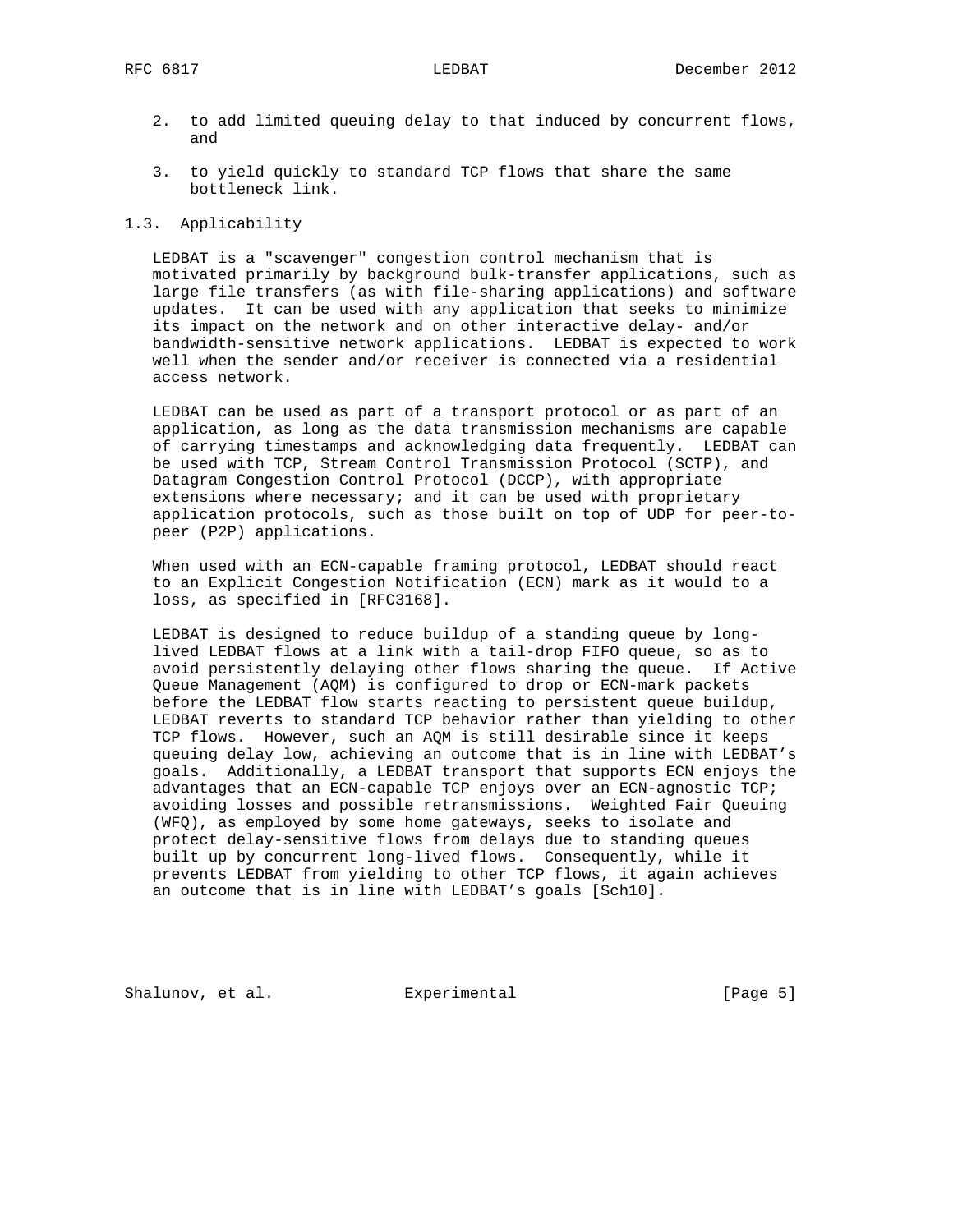2. to add limited queuing delay to that induced by concurrent flows, and

3. to yield quickly to standard TCP flows that share the same bottleneck link.

### 1.3. Applicability

LEDBAT is a "scavenger" congestion control mechanism that is motivated primarily by background bulk-transfer applications, such as large file transfers (as with file-sharing applications) and software updates. It can be used with any application that seeks to minimize its impact on the network and on other interactive delay- and/or bandwidth-sensitive network applications. LEDBAT is expected to work well when the sender and/or receiver is connected via a residential access network.

LEDBAT can be used as part of a transport protocol or as part of an application, as long as the data transmission mechanisms are capable of carrying timestamps and acknowledging data frequently. LEDBAT can be used with TCP, Stream Control Transmission Protocol (SCTP), and Datagram Congestion Control Protocol (DCCP), with appropriate extensions where necessary; and it can be used with proprietary application protocols, such as those built on top of UDP for peer-to-peer (P2P) applications.

When used with an ECN-capable framing protocol, LEDBAT should react to an Explicit Congestion Notification (ECN) mark as it would to a loss, as specified in [RFC3168].

LEDBAT is designed to reduce buildup of a standing queue by long-lived LEDBAT flows at a link with a tail-drop FIFO queue, so as to avoid persistently delaying other flows sharing the queue. If Active Queue Management (AQM) is configured to drop or ECN-mark packets before the LEDBAT flow starts reacting to persistent queue buildup, LEDBAT reverts to standard TCP behavior rather than yielding to other TCP flows. However, such an AQM is still desirable since it keeps queuing delay low, achieving an outcome that is in line with LEDBAT's goals. Additionally, a LEDBAT transport that supports ECN enjoys the advantages that an ECN-capable TCP enjoys over an ECN-agnostic TCP; avoiding losses and possible retransmissions. Weighted Fair Queuing (WFQ), as employed by some home gateways, seeks to isolate and protect delay-sensitive flows from delays due to standing queues built up by concurrent long-lived flows. Consequently, while it prevents LEDBAT from yielding to other TCP flows, it again achieves an outcome that is in line with LEDBAT's goals [Sch10].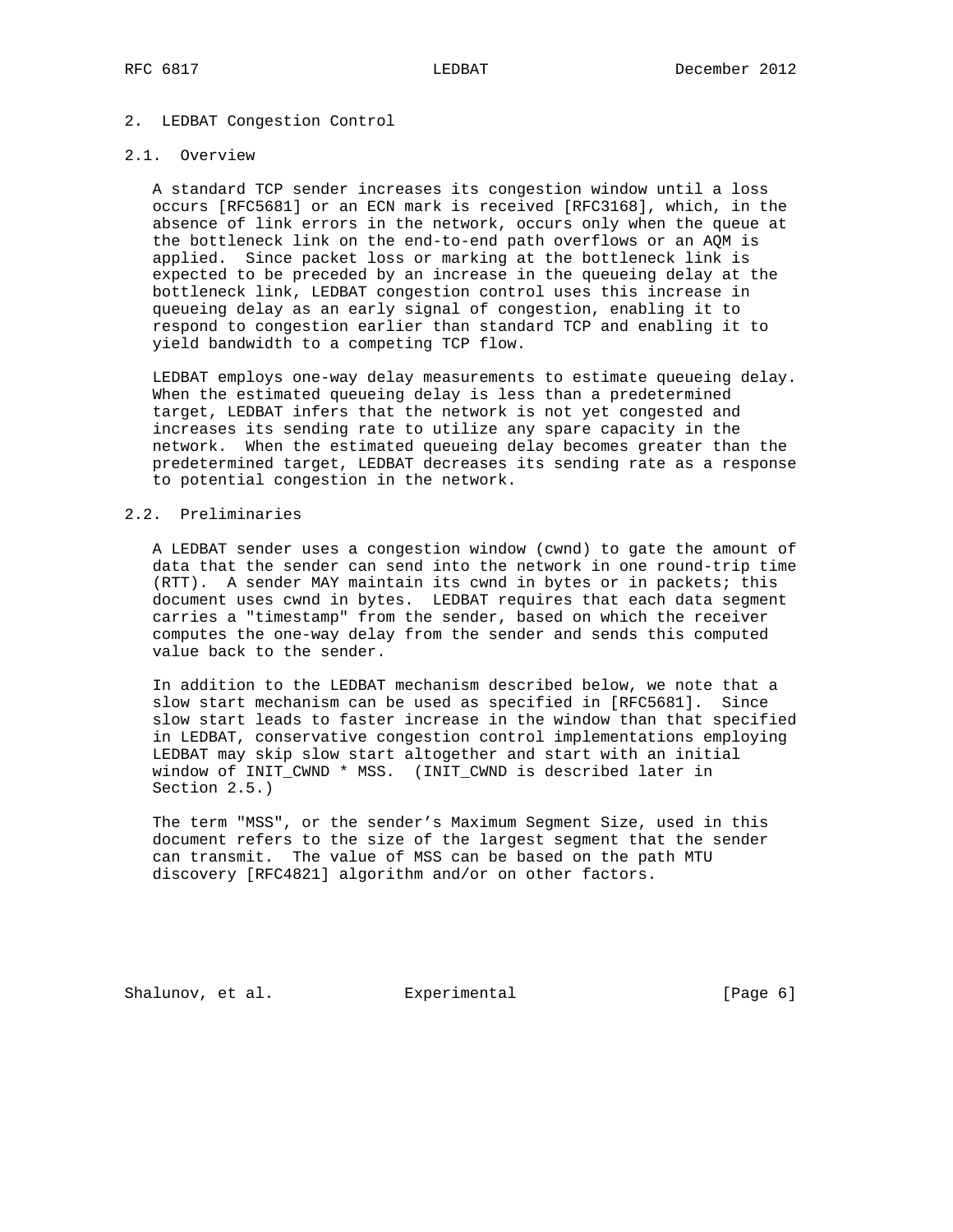## 2. LEDBAT Congestion Control

### 2.1. Overview

A standard TCP sender increases its congestion window until a loss occurs [RFC5681] or an ECN mark is received [RFC3168], which, in the absence of link errors in the network, occurs only when the queue at the bottleneck link on the end-to-end path overflows or an AQM is applied. Since packet loss or marking at the bottleneck link is expected to be preceded by an increase in the queueing delay at the bottleneck link, LEDBAT congestion control uses this increase in queueing delay as an early signal of congestion, enabling it to respond to congestion earlier than standard TCP and enabling it to yield bandwidth to a competing TCP flow.

LEDBAT employs one-way delay measurements to estimate queueing delay. When the estimated queueing delay is less than a predetermined target, LEDBAT infers that the network is not yet congested and increases its sending rate to utilize any spare capacity in the network. When the estimated queueing delay becomes greater than the predetermined target, LEDBAT decreases its sending rate as a response to potential congestion in the network.

### 2.2. Preliminaries

A LEDBAT sender uses a congestion window (cwnd) to gate the amount of data that the sender can send into the network in one round-trip time (RTT). A sender MAY maintain its cwnd in bytes or in packets; this document uses cwnd in bytes. LEDBAT requires that each data segment carries a "timestamp" from the sender, based on which the receiver computes the one-way delay from the sender and sends this computed value back to the sender.

In addition to the LEDBAT mechanism described below, we note that a slow start mechanism can be used as specified in [RFC5681]. Since slow start leads to faster increase in the window than that specified in LEDBAT, conservative congestion control implementations employing LEDBAT may skip slow start altogether and start with an initial window of INIT_CWND * MSS. (INIT_CWND is described later in Section 2.5.)

The term "MSS", or the sender's Maximum Segment Size, used in this document refers to the size of the largest segment that the sender can transmit. The value of MSS can be based on the path MTU discovery [RFC4821] algorithm and/or on other factors.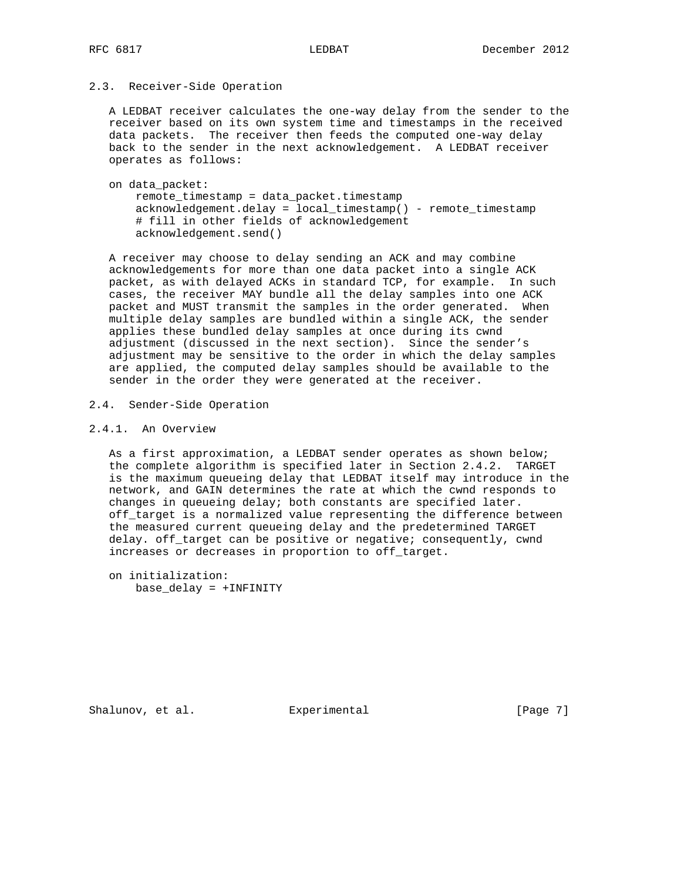### 2.3. Receiver-Side Operation

A LEDBAT receiver calculates the one-way delay from the sender to the receiver based on its own system time and timestamps in the received data packets. The receiver then feeds the computed one-way delay back to the sender in the next acknowledgement. A LEDBAT receiver operates as follows:

```
on data_packet:
    remote_timestamp = data_packet.timestamp
    acknowledgement.delay = local_timestamp() - remote_timestamp
    # fill in other fields of acknowledgement
    acknowledgement.send()
```

A receiver may choose to delay sending an ACK and may combine acknowledgements for more than one data packet into a single ACK packet, as with delayed ACKs in standard TCP, for example. In such cases, the receiver MAY bundle all the delay samples into one ACK packet and MUST transmit the samples in the order generated. When multiple delay samples are bundled within a single ACK, the sender applies these bundled delay samples at once during its cwnd adjustment (discussed in the next section). Since the sender's adjustment may be sensitive to the order in which the delay samples are applied, the computed delay samples should be available to the sender in the order they were generated at the receiver.

### 2.4. Sender-Side Operation

#### 2.4.1. An Overview

As a first approximation, a LEDBAT sender operates as shown below; the complete algorithm is specified later in Section 2.4.2. TARGET is the maximum queueing delay that LEDBAT itself may introduce in the network, and GAIN determines the rate at which the cwnd responds to changes in queueing delay; both constants are specified later. off_target is a normalized value representing the difference between the measured current queueing delay and the predetermined TARGET delay. off_target can be positive or negative; consequently, cwnd increases or decreases in proportion to off_target.

```
on initialization:
    base_delay = +INFINITY
```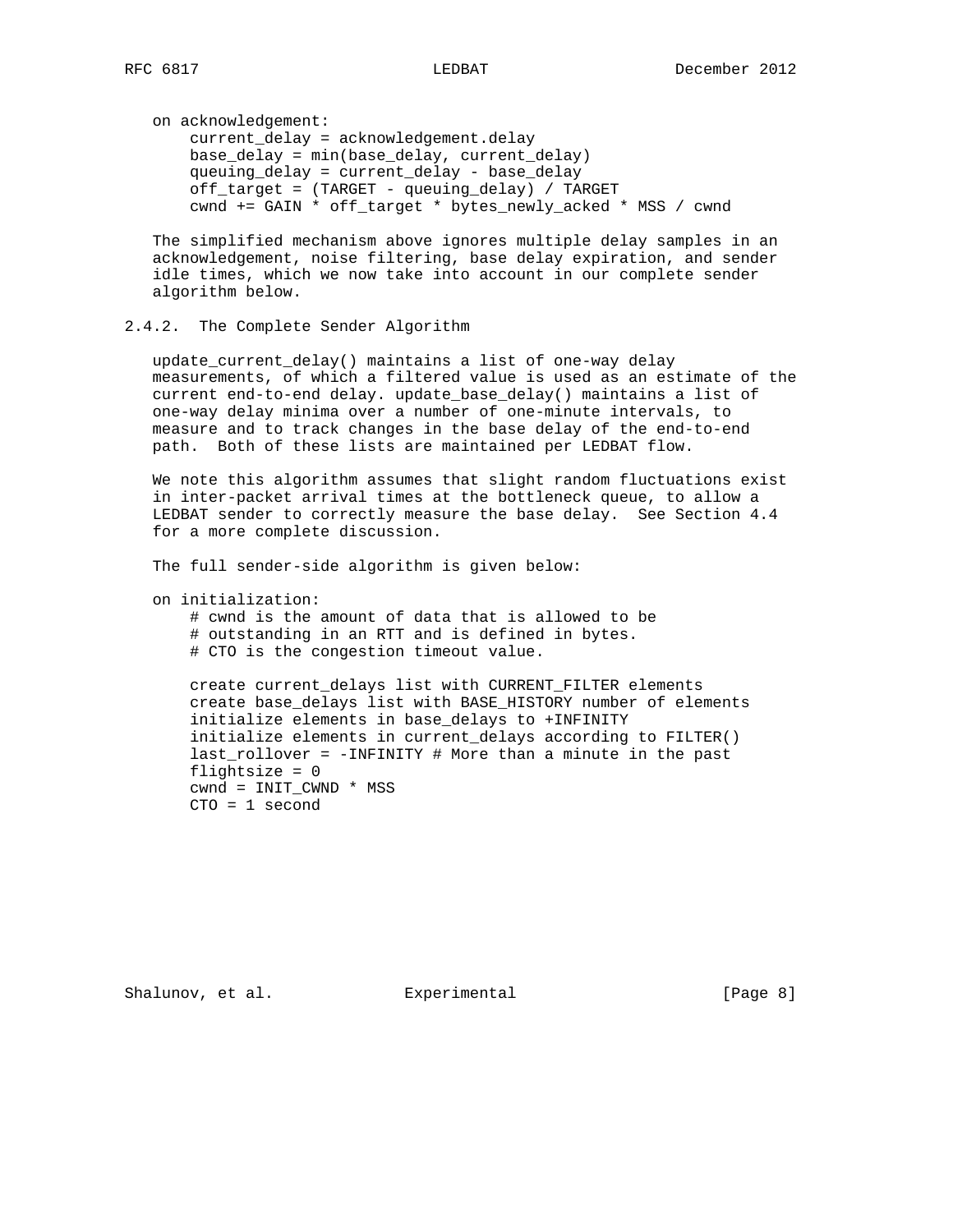```
on acknowledgement:
    current_delay = acknowledgement.delay
    base_delay = min(base_delay, current_delay)
    queuing_delay = current_delay - base_delay
    off_target = (TARGET - queuing_delay) / TARGET
    cwnd += GAIN * off_target * bytes_newly_acked * MSS / cwnd
```

The simplified mechanism above ignores multiple delay samples in an acknowledgement, noise filtering, base delay expiration, and sender idle times, which we now take into account in our complete sender algorithm below.

### 2.4.2. The Complete Sender Algorithm

update_current_delay() maintains a list of one-way delay measurements, of which a filtered value is used as an estimate of the current end-to-end delay. update_base_delay() maintains a list of one-way delay minima over a number of one-minute intervals, to measure and to track changes in the base delay of the end-to-end path. Both of these lists are maintained per LEDBAT flow.

We note this algorithm assumes that slight random fluctuations exist in inter-packet arrival times at the bottleneck queue, to allow a LEDBAT sender to correctly measure the base delay. See Section 4.4 for a more complete discussion.

The full sender-side algorithm is given below:

```
on initialization:
    # cwnd is the amount of data that is allowed to be
    # outstanding in an RTT and is defined in bytes.
    # CTO is the congestion timeout value.

    create current_delays list with CURRENT_FILTER elements
    create base_delays list with BASE_HISTORY number of elements
    initialize elements in base_delays to +INFINITY
    initialize elements in current_delays according to FILTER()
    last_rollover = -INFINITY # More than a minute in the past
    flightsize = 0
    cwnd = INIT_CWND * MSS
    CTO = 1 second
```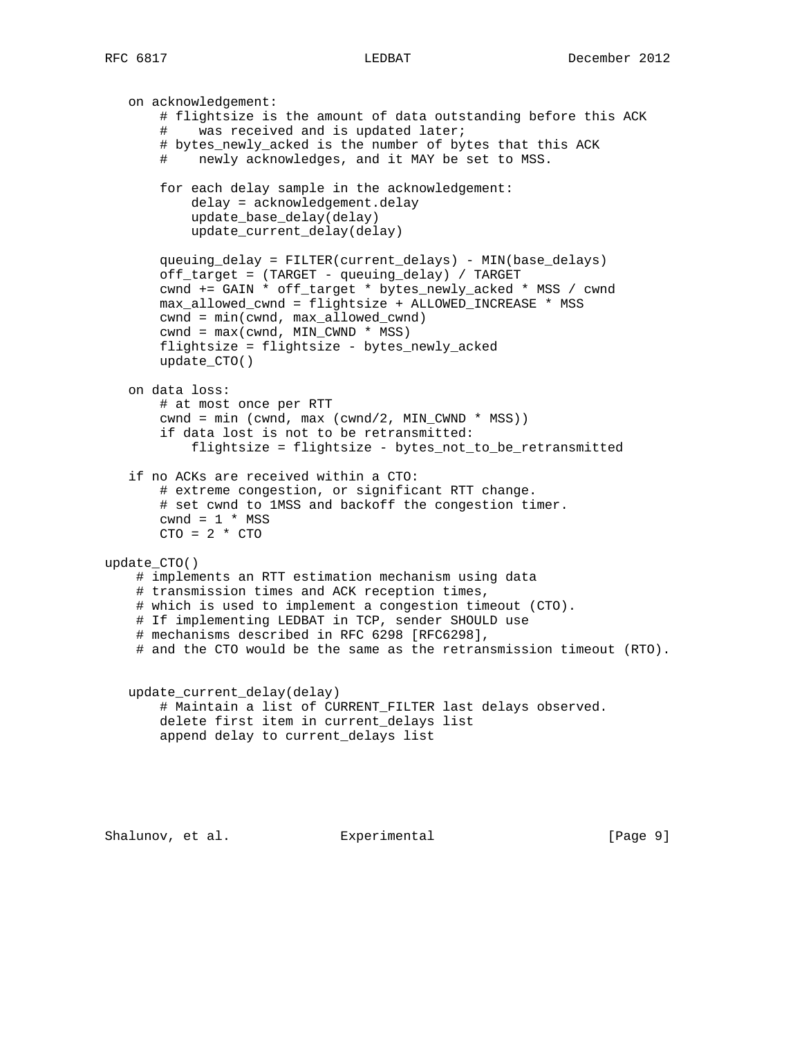```
   on acknowledgement:
       # flightsize is the amount of data outstanding before this ACK
       #    was received and is updated later;
       # bytes_newly_acked is the number of bytes that this ACK
       #    newly acknowledges, and it MAY be set to MSS.

       for each delay sample in the acknowledgement:
           delay = acknowledgement.delay
           update_base_delay(delay)
           update_current_delay(delay)

       queuing_delay = FILTER(current_delays) - MIN(base_delays)
       off_target = (TARGET - queuing_delay) / TARGET
       cwnd += GAIN * off_target * bytes_newly_acked * MSS / cwnd
       max_allowed_cwnd = flightsize + ALLOWED_INCREASE * MSS
       cwnd = min(cwnd, max_allowed_cwnd)
       cwnd = max(cwnd, MIN_CWND * MSS)
       flightsize = flightsize - bytes_newly_acked
       update_CTO()

   on data loss:
       # at most once per RTT
       cwnd = min (cwnd, max (cwnd/2, MIN_CWND * MSS))
       if data lost is not to be retransmitted:
           flightsize = flightsize - bytes_not_to_be_retransmitted

   if no ACKs are received within a CTO:
       # extreme congestion, or significant RTT change.
       # set cwnd to 1MSS and backoff the congestion timer.
       cwnd = 1 * MSS
       CTO = 2 * CTO

update_CTO()
    # implements an RTT estimation mechanism using data
    # transmission times and ACK reception times,
    # which is used to implement a congestion timeout (CTO).
    # If implementing LEDBAT in TCP, sender SHOULD use
    # mechanisms described in RFC 6298 [RFC6298],
    # and the CTO would be the same as the retransmission timeout (RTO).


   update_current_delay(delay)
       # Maintain a list of CURRENT_FILTER last delays observed.
       delete first item in current_delays list
       append delay to current_delays list
```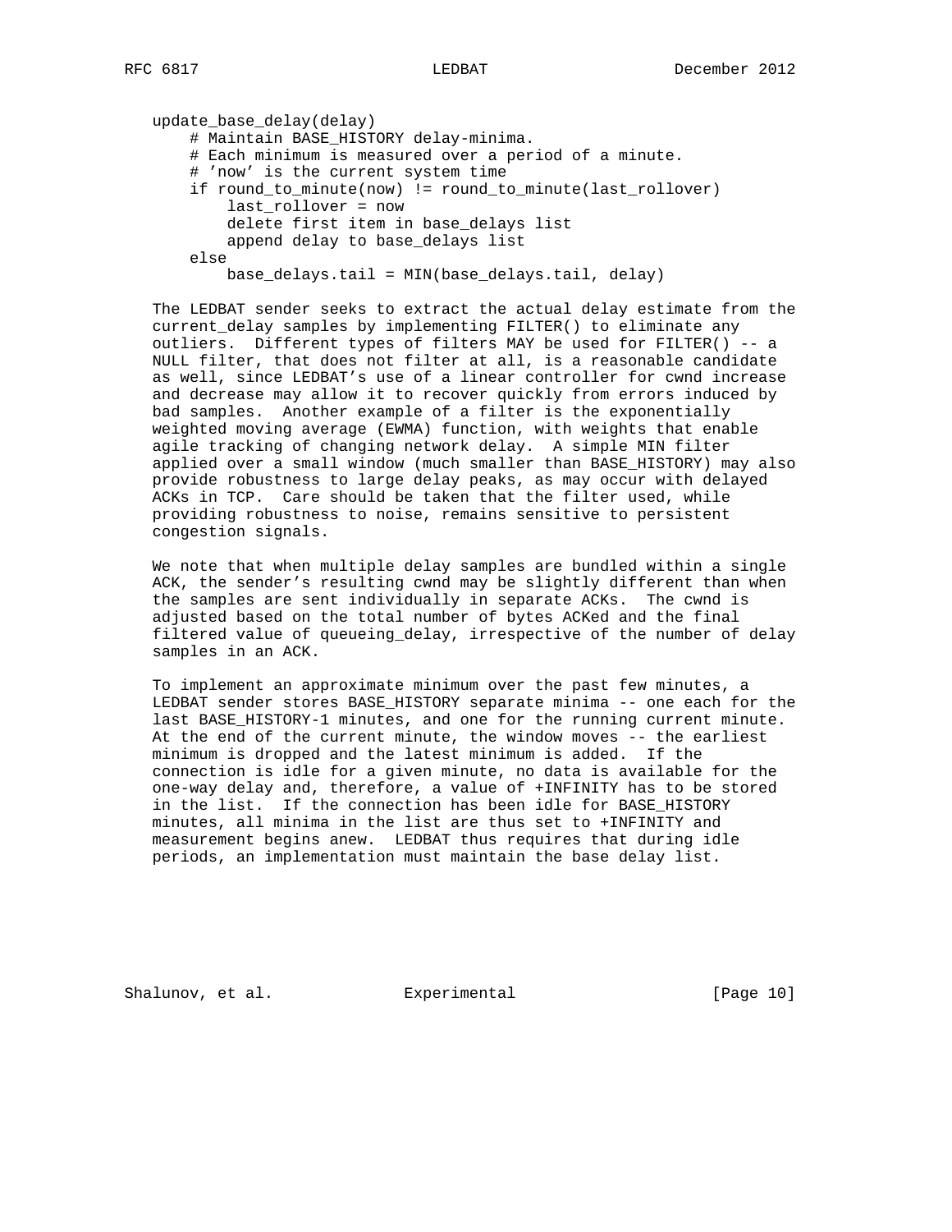```
update_base_delay(delay)
    # Maintain BASE_HISTORY delay-minima.
    # Each minimum is measured over a period of a minute.
    # 'now' is the current system time
    if round_to_minute(now) != round_to_minute(last_rollover)
        last_rollover = now
        delete first item in base_delays list
        append delay to base_delays list
    else
        base_delays.tail = MIN(base_delays.tail, delay)
```

The LEDBAT sender seeks to extract the actual delay estimate from the current_delay samples by implementing FILTER() to eliminate any outliers. Different types of filters MAY be used for FILTER() -- a NULL filter, that does not filter at all, is a reasonable candidate as well, since LEDBAT's use of a linear controller for cwnd increase and decrease may allow it to recover quickly from errors induced by bad samples. Another example of a filter is the exponentially weighted moving average (EWMA) function, with weights that enable agile tracking of changing network delay. A simple MIN filter applied over a small window (much smaller than BASE_HISTORY) may also provide robustness to large delay peaks, as may occur with delayed ACKs in TCP. Care should be taken that the filter used, while providing robustness to noise, remains sensitive to persistent congestion signals.

We note that when multiple delay samples are bundled within a single ACK, the sender's resulting cwnd may be slightly different than when the samples are sent individually in separate ACKs. The cwnd is adjusted based on the total number of bytes ACKed and the final filtered value of queueing_delay, irrespective of the number of delay samples in an ACK.

To implement an approximate minimum over the past few minutes, a LEDBAT sender stores BASE_HISTORY separate minima -- one each for the last BASE_HISTORY-1 minutes, and one for the running current minute. At the end of the current minute, the window moves -- the earliest minimum is dropped and the latest minimum is added. If the connection is idle for a given minute, no data is available for the one-way delay and, therefore, a value of +INFINITY has to be stored in the list. If the connection has been idle for BASE_HISTORY minutes, all minima in the list are thus set to +INFINITY and measurement begins anew. LEDBAT thus requires that during idle periods, an implementation must maintain the base delay list.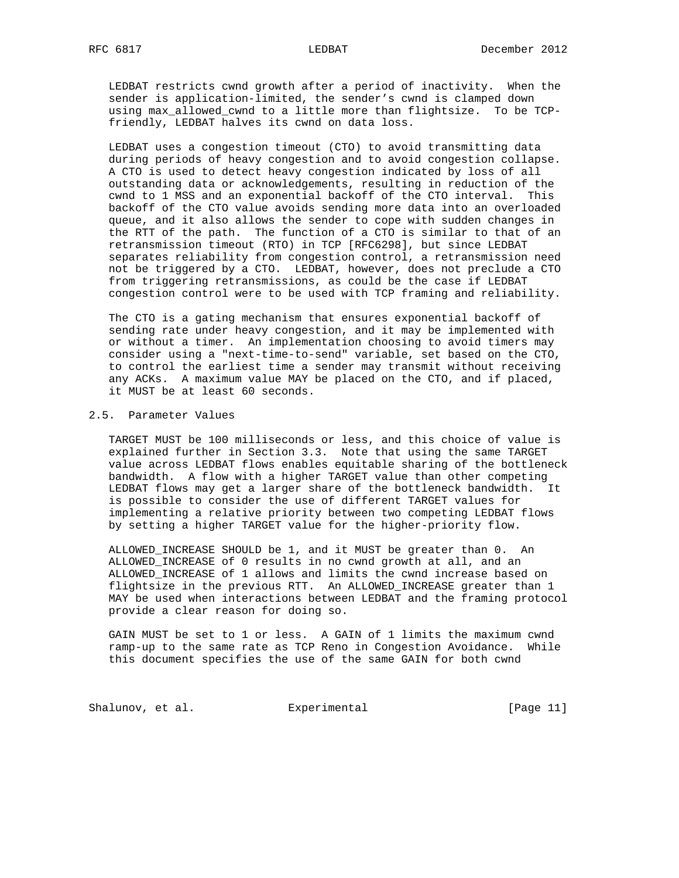LEDBAT restricts cwnd growth after a period of inactivity. When the sender is application-limited, the sender's cwnd is clamped down using max_allowed_cwnd to a little more than flightsize. To be TCP-friendly, LEDBAT halves its cwnd on data loss.

LEDBAT uses a congestion timeout (CTO) to avoid transmitting data during periods of heavy congestion and to avoid congestion collapse. A CTO is used to detect heavy congestion indicated by loss of all outstanding data or acknowledgements, resulting in reduction of the cwnd to 1 MSS and an exponential backoff of the CTO interval. This backoff of the CTO value avoids sending more data into an overloaded queue, and it also allows the sender to cope with sudden changes in the RTT of the path. The function of a CTO is similar to that of an retransmission timeout (RTO) in TCP [RFC6298], but since LEDBAT separates reliability from congestion control, a retransmission need not be triggered by a CTO. LEDBAT, however, does not preclude a CTO from triggering retransmissions, as could be the case if LEDBAT congestion control were to be used with TCP framing and reliability.

The CTO is a gating mechanism that ensures exponential backoff of sending rate under heavy congestion, and it may be implemented with or without a timer. An implementation choosing to avoid timers may consider using a "next-time-to-send" variable, set based on the CTO, to control the earliest time a sender may transmit without receiving any ACKs. A maximum value MAY be placed on the CTO, and if placed, it MUST be at least 60 seconds.

## 2.5. Parameter Values

TARGET MUST be 100 milliseconds or less, and this choice of value is explained further in Section 3.3. Note that using the same TARGET value across LEDBAT flows enables equitable sharing of the bottleneck bandwidth. A flow with a higher TARGET value than other competing LEDBAT flows may get a larger share of the bottleneck bandwidth. It is possible to consider the use of different TARGET values for implementing a relative priority between two competing LEDBAT flows by setting a higher TARGET value for the higher-priority flow.

ALLOWED_INCREASE SHOULD be 1, and it MUST be greater than 0. An ALLOWED_INCREASE of 0 results in no cwnd growth at all, and an ALLOWED_INCREASE of 1 allows and limits the cwnd increase based on flightsize in the previous RTT. An ALLOWED_INCREASE greater than 1 MAY be used when interactions between LEDBAT and the framing protocol provide a clear reason for doing so.

GAIN MUST be set to 1 or less. A GAIN of 1 limits the maximum cwnd ramp-up to the same rate as TCP Reno in Congestion Avoidance. While this document specifies the use of the same GAIN for both cwnd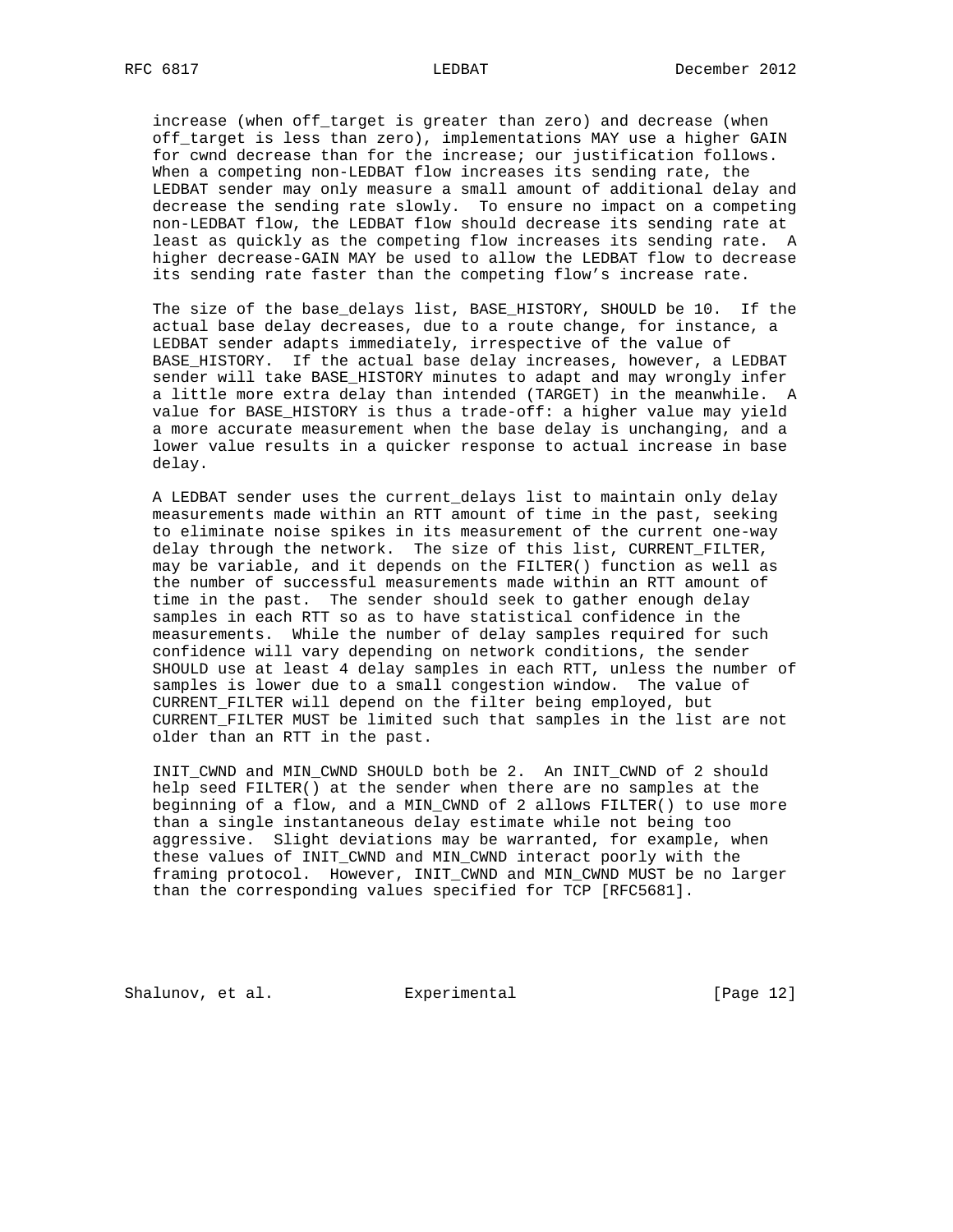increase (when off_target is greater than zero) and decrease (when off_target is less than zero), implementations MAY use a higher GAIN for cwnd decrease than for the increase; our justification follows. When a competing non-LEDBAT flow increases its sending rate, the LEDBAT sender may only measure a small amount of additional delay and decrease the sending rate slowly. To ensure no impact on a competing non-LEDBAT flow, the LEDBAT flow should decrease its sending rate at least as quickly as the competing flow increases its sending rate. A higher decrease-GAIN MAY be used to allow the LEDBAT flow to decrease its sending rate faster than the competing flow's increase rate.

The size of the base_delays list, BASE_HISTORY, SHOULD be 10. If the actual base delay decreases, due to a route change, for instance, a LEDBAT sender adapts immediately, irrespective of the value of BASE_HISTORY. If the actual base delay increases, however, a LEDBAT sender will take BASE_HISTORY minutes to adapt and may wrongly infer a little more extra delay than intended (TARGET) in the meanwhile. A value for BASE_HISTORY is thus a trade-off: a higher value may yield a more accurate measurement when the base delay is unchanging, and a lower value results in a quicker response to actual increase in base delay.

A LEDBAT sender uses the current_delays list to maintain only delay measurements made within an RTT amount of time in the past, seeking to eliminate noise spikes in its measurement of the current one-way delay through the network. The size of this list, CURRENT_FILTER, may be variable, and it depends on the FILTER() function as well as the number of successful measurements made within an RTT amount of time in the past. The sender should seek to gather enough delay samples in each RTT so as to have statistical confidence in the measurements. While the number of delay samples required for such confidence will vary depending on network conditions, the sender SHOULD use at least 4 delay samples in each RTT, unless the number of samples is lower due to a small congestion window. The value of CURRENT_FILTER will depend on the filter being employed, but CURRENT_FILTER MUST be limited such that samples in the list are not older than an RTT in the past.

INIT_CWND and MIN_CWND SHOULD both be 2. An INIT_CWND of 2 should help seed FILTER() at the sender when there are no samples at the beginning of a flow, and a MIN_CWND of 2 allows FILTER() to use more than a single instantaneous delay estimate while not being too aggressive. Slight deviations may be warranted, for example, when these values of INIT_CWND and MIN_CWND interact poorly with the framing protocol. However, INIT_CWND and MIN_CWND MUST be no larger than the corresponding values specified for TCP [RFC5681].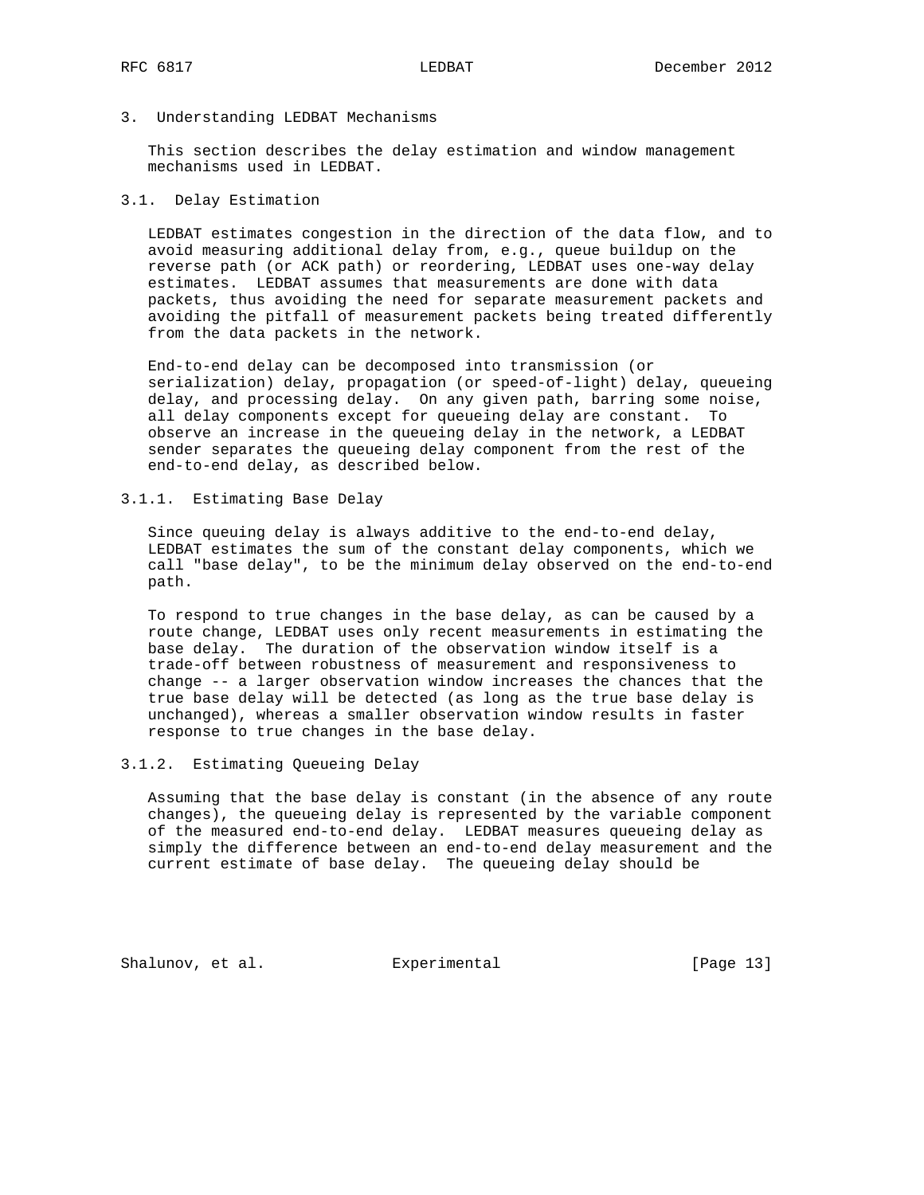# 3. Understanding LEDBAT Mechanisms

This section describes the delay estimation and window management mechanisms used in LEDBAT.

## 3.1. Delay Estimation

LEDBAT estimates congestion in the direction of the data flow, and to avoid measuring additional delay from, e.g., queue buildup on the reverse path (or ACK path) or reordering, LEDBAT uses one-way delay estimates. LEDBAT assumes that measurements are done with data packets, thus avoiding the need for separate measurement packets and avoiding the pitfall of measurement packets being treated differently from the data packets in the network.

End-to-end delay can be decomposed into transmission (or serialization) delay, propagation (or speed-of-light) delay, queueing delay, and processing delay. On any given path, barring some noise, all delay components except for queueing delay are constant. To observe an increase in the queueing delay in the network, a LEDBAT sender separates the queueing delay component from the rest of the end-to-end delay, as described below.

### 3.1.1. Estimating Base Delay

Since queuing delay is always additive to the end-to-end delay, LEDBAT estimates the sum of the constant delay components, which we call "base delay", to be the minimum delay observed on the end-to-end path.

To respond to true changes in the base delay, as can be caused by a route change, LEDBAT uses only recent measurements in estimating the base delay. The duration of the observation window itself is a trade-off between robustness of measurement and responsiveness to change -- a larger observation window increases the chances that the true base delay will be detected (as long as the true base delay is unchanged), whereas a smaller observation window results in faster response to true changes in the base delay.

### 3.1.2. Estimating Queueing Delay

Assuming that the base delay is constant (in the absence of any route changes), the queueing delay is represented by the variable component of the measured end-to-end delay. LEDBAT measures queueing delay as simply the difference between an end-to-end delay measurement and the current estimate of base delay. The queueing delay should be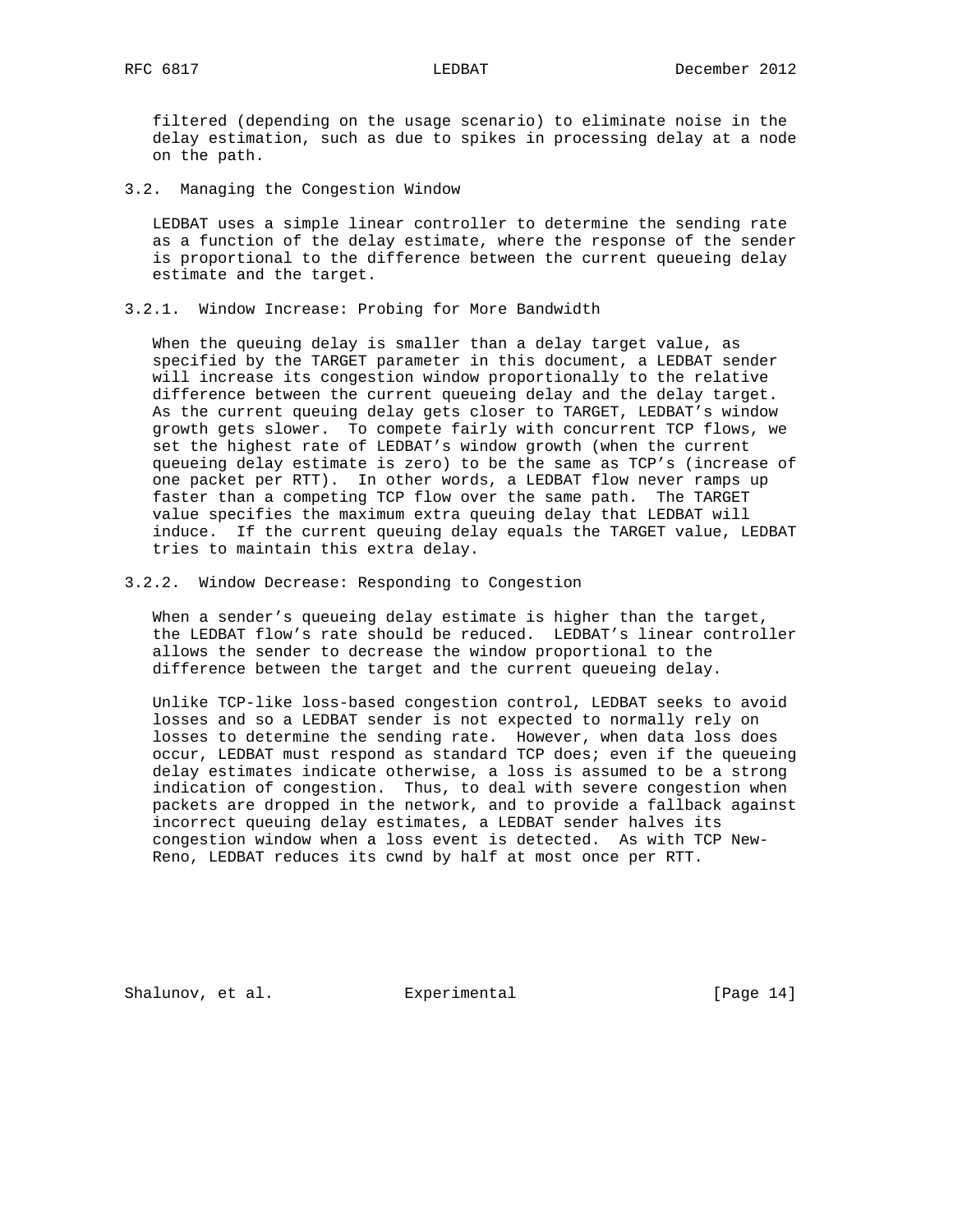filtered (depending on the usage scenario) to eliminate noise in the delay estimation, such as due to spikes in processing delay at a node on the path.

### 3.2. Managing the Congestion Window

LEDBAT uses a simple linear controller to determine the sending rate as a function of the delay estimate, where the response of the sender is proportional to the difference between the current queueing delay estimate and the target.

#### 3.2.1. Window Increase: Probing for More Bandwidth

When the queuing delay is smaller than a delay target value, as specified by the TARGET parameter in this document, a LEDBAT sender will increase its congestion window proportionally to the relative difference between the current queueing delay and the delay target. As the current queuing delay gets closer to TARGET, LEDBAT's window growth gets slower. To compete fairly with concurrent TCP flows, we set the highest rate of LEDBAT's window growth (when the current queueing delay estimate is zero) to be the same as TCP's (increase of one packet per RTT). In other words, a LEDBAT flow never ramps up faster than a competing TCP flow over the same path. The TARGET value specifies the maximum extra queuing delay that LEDBAT will induce. If the current queuing delay equals the TARGET value, LEDBAT tries to maintain this extra delay.

#### 3.2.2. Window Decrease: Responding to Congestion

When a sender's queueing delay estimate is higher than the target, the LEDBAT flow's rate should be reduced. LEDBAT's linear controller allows the sender to decrease the window proportional to the difference between the target and the current queueing delay.

Unlike TCP-like loss-based congestion control, LEDBAT seeks to avoid losses and so a LEDBAT sender is not expected to normally rely on losses to determine the sending rate. However, when data loss does occur, LEDBAT must respond as standard TCP does; even if the queueing delay estimates indicate otherwise, a loss is assumed to be a strong indication of congestion. Thus, to deal with severe congestion when packets are dropped in the network, and to provide a fallback against incorrect queuing delay estimates, a LEDBAT sender halves its congestion window when a loss event is detected. As with TCP New-Reno, LEDBAT reduces its cwnd by half at most once per RTT.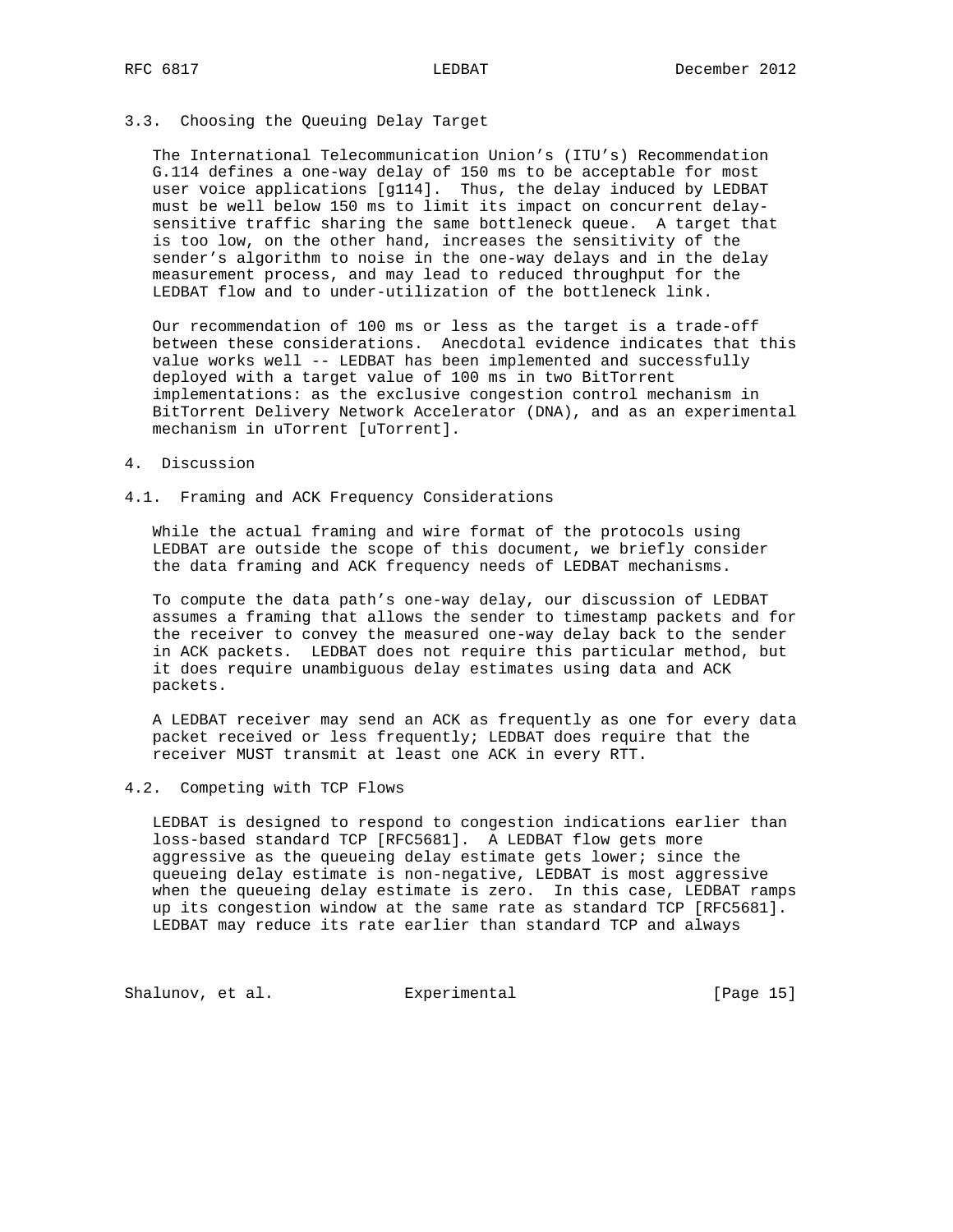### 3.3. Choosing the Queuing Delay Target

The International Telecommunication Union's (ITU's) Recommendation G.114 defines a one-way delay of 150 ms to be acceptable for most user voice applications [g114]. Thus, the delay induced by LEDBAT must be well below 150 ms to limit its impact on concurrent delay-sensitive traffic sharing the same bottleneck queue. A target that is too low, on the other hand, increases the sensitivity of the sender's algorithm to noise in the one-way delays and in the delay measurement process, and may lead to reduced throughput for the LEDBAT flow and to under-utilization of the bottleneck link.

Our recommendation of 100 ms or less as the target is a trade-off between these considerations. Anecdotal evidence indicates that this value works well -- LEDBAT has been implemented and successfully deployed with a target value of 100 ms in two BitTorrent implementations: as the exclusive congestion control mechanism in BitTorrent Delivery Network Accelerator (DNA), and as an experimental mechanism in uTorrent [uTorrent].

## 4. Discussion

### 4.1. Framing and ACK Frequency Considerations

While the actual framing and wire format of the protocols using LEDBAT are outside the scope of this document, we briefly consider the data framing and ACK frequency needs of LEDBAT mechanisms.

To compute the data path's one-way delay, our discussion of LEDBAT assumes a framing that allows the sender to timestamp packets and for the receiver to convey the measured one-way delay back to the sender in ACK packets. LEDBAT does not require this particular method, but it does require unambiguous delay estimates using data and ACK packets.

A LEDBAT receiver may send an ACK as frequently as one for every data packet received or less frequently; LEDBAT does require that the receiver MUST transmit at least one ACK in every RTT.

### 4.2. Competing with TCP Flows

LEDBAT is designed to respond to congestion indications earlier than loss-based standard TCP [RFC5681]. A LEDBAT flow gets more aggressive as the queueing delay estimate gets lower; since the queueing delay estimate is non-negative, LEDBAT is most aggressive when the queueing delay estimate is zero. In this case, LEDBAT ramps up its congestion window at the same rate as standard TCP [RFC5681]. LEDBAT may reduce its rate earlier than standard TCP and always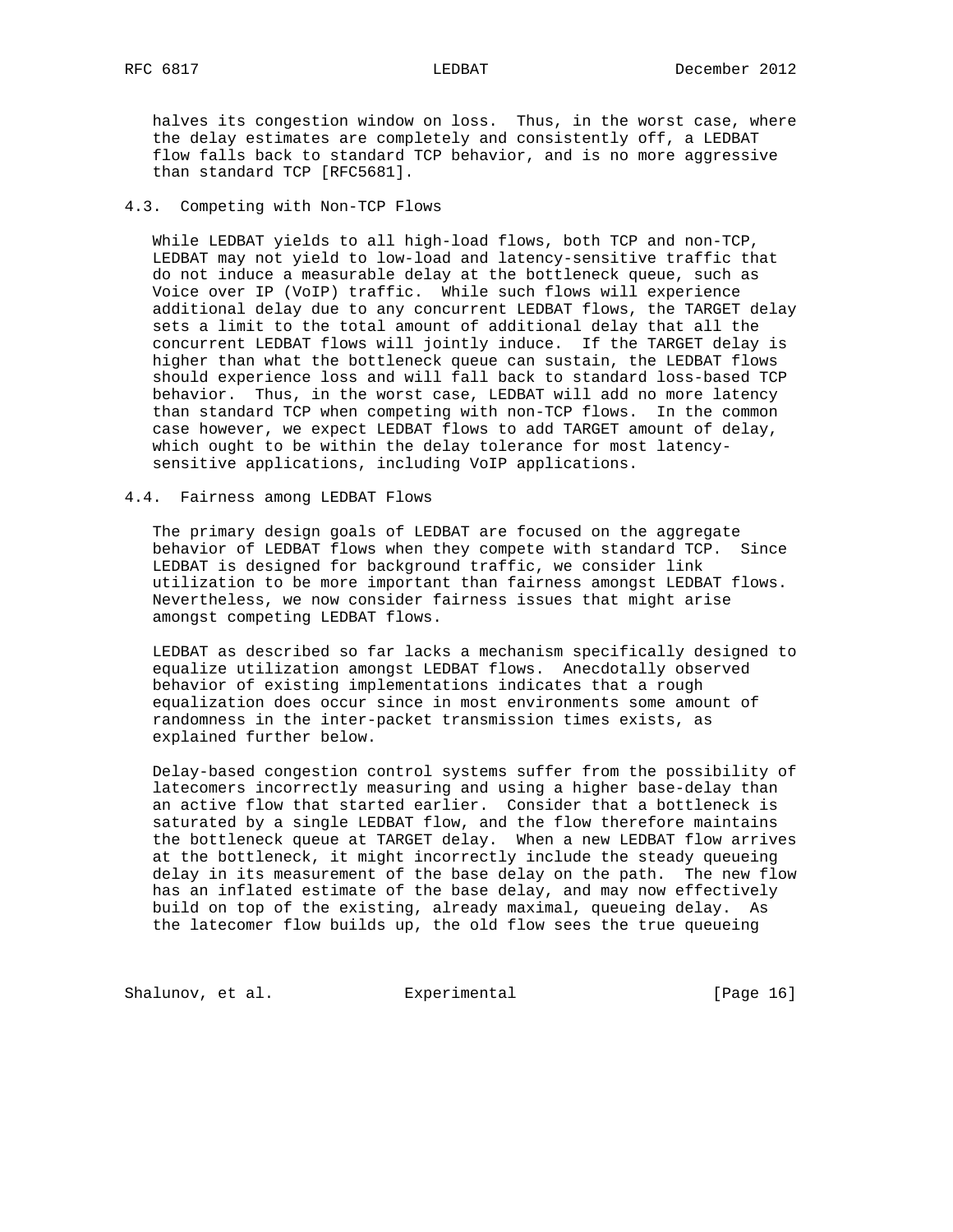halves its congestion window on loss. Thus, in the worst case, where the delay estimates are completely and consistently off, a LEDBAT flow falls back to standard TCP behavior, and is no more aggressive than standard TCP [RFC5681].

### 4.3. Competing with Non-TCP Flows

While LEDBAT yields to all high-load flows, both TCP and non-TCP, LEDBAT may not yield to low-load and latency-sensitive traffic that do not induce a measurable delay at the bottleneck queue, such as Voice over IP (VoIP) traffic. While such flows will experience additional delay due to any concurrent LEDBAT flows, the TARGET delay sets a limit to the total amount of additional delay that all the concurrent LEDBAT flows will jointly induce. If the TARGET delay is higher than what the bottleneck queue can sustain, the LEDBAT flows should experience loss and will fall back to standard loss-based TCP behavior. Thus, in the worst case, LEDBAT will add no more latency than standard TCP when competing with non-TCP flows. In the common case however, we expect LEDBAT flows to add TARGET amount of delay, which ought to be within the delay tolerance for most latency-sensitive applications, including VoIP applications.

### 4.4. Fairness among LEDBAT Flows

The primary design goals of LEDBAT are focused on the aggregate behavior of LEDBAT flows when they compete with standard TCP. Since LEDBAT is designed for background traffic, we consider link utilization to be more important than fairness amongst LEDBAT flows. Nevertheless, we now consider fairness issues that might arise amongst competing LEDBAT flows.

LEDBAT as described so far lacks a mechanism specifically designed to equalize utilization amongst LEDBAT flows. Anecdotally observed behavior of existing implementations indicates that a rough equalization does occur since in most environments some amount of randomness in the inter-packet transmission times exists, as explained further below.

Delay-based congestion control systems suffer from the possibility of latecomers incorrectly measuring and using a higher base-delay than an active flow that started earlier. Consider that a bottleneck is saturated by a single LEDBAT flow, and the flow therefore maintains the bottleneck queue at TARGET delay. When a new LEDBAT flow arrives at the bottleneck, it might incorrectly include the steady queueing delay in its measurement of the base delay on the path. The new flow has an inflated estimate of the base delay, and may now effectively build on top of the existing, already maximal, queueing delay. As the latecomer flow builds up, the old flow sees the true queueing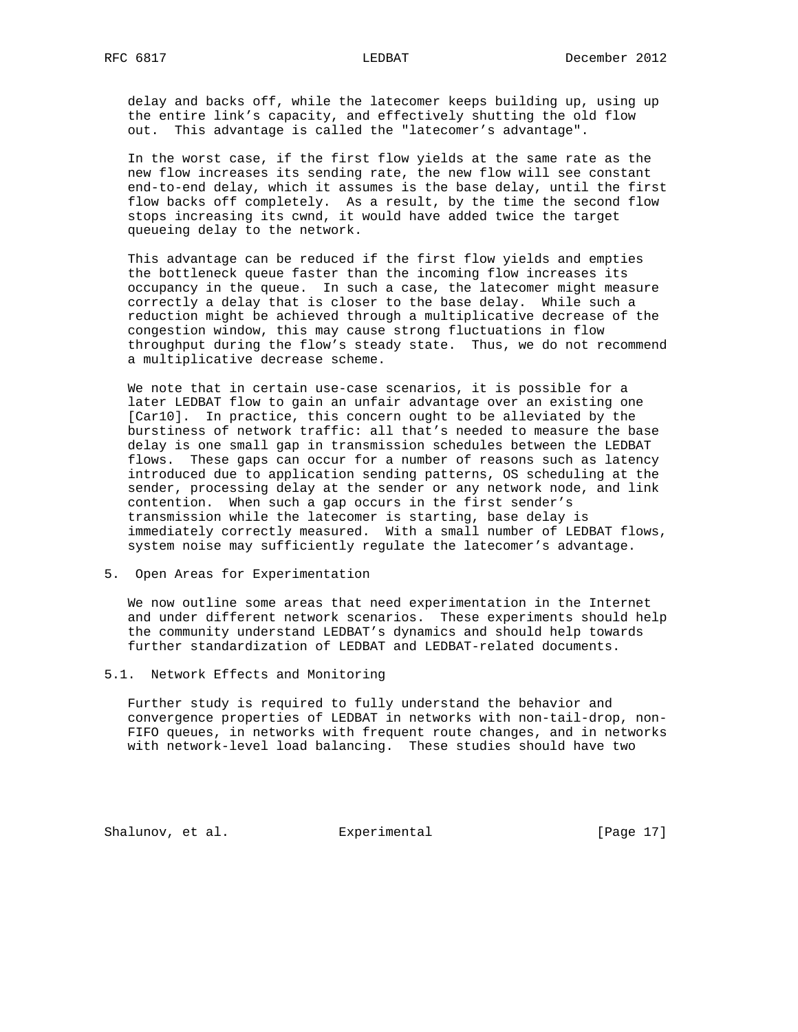delay and backs off, while the latecomer keeps building up, using up the entire link's capacity, and effectively shutting the old flow out. This advantage is called the "latecomer's advantage".

In the worst case, if the first flow yields at the same rate as the new flow increases its sending rate, the new flow will see constant end-to-end delay, which it assumes is the base delay, until the first flow backs off completely. As a result, by the time the second flow stops increasing its cwnd, it would have added twice the target queueing delay to the network.

This advantage can be reduced if the first flow yields and empties the bottleneck queue faster than the incoming flow increases its occupancy in the queue. In such a case, the latecomer might measure correctly a delay that is closer to the base delay. While such a reduction might be achieved through a multiplicative decrease of the congestion window, this may cause strong fluctuations in flow throughput during the flow's steady state. Thus, we do not recommend a multiplicative decrease scheme.

We note that in certain use-case scenarios, it is possible for a later LEDBAT flow to gain an unfair advantage over an existing one [Car10]. In practice, this concern ought to be alleviated by the burstiness of network traffic: all that's needed to measure the base delay is one small gap in transmission schedules between the LEDBAT flows. These gaps can occur for a number of reasons such as latency introduced due to application sending patterns, OS scheduling at the sender, processing delay at the sender or any network node, and link contention. When such a gap occurs in the first sender's transmission while the latecomer is starting, base delay is immediately correctly measured. With a small number of LEDBAT flows, system noise may sufficiently regulate the latecomer's advantage.

## 5. Open Areas for Experimentation

We now outline some areas that need experimentation in the Internet and under different network scenarios. These experiments should help the community understand LEDBAT's dynamics and should help towards further standardization of LEDBAT and LEDBAT-related documents.

### 5.1. Network Effects and Monitoring

Further study is required to fully understand the behavior and convergence properties of LEDBAT in networks with non-tail-drop, non-FIFO queues, in networks with frequent route changes, and in networks with network-level load balancing. These studies should have two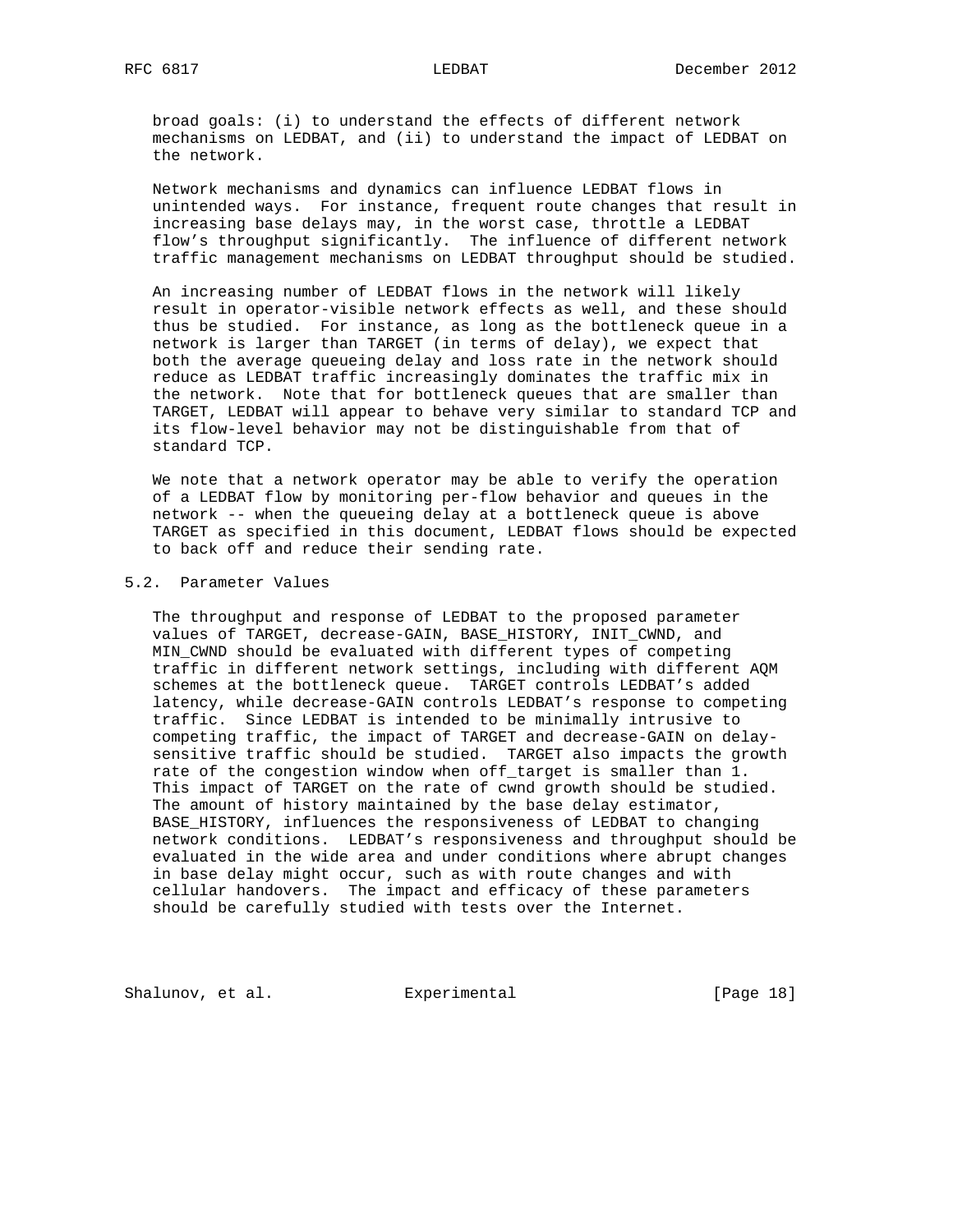broad goals: (i) to understand the effects of different network mechanisms on LEDBAT, and (ii) to understand the impact of LEDBAT on the network.

Network mechanisms and dynamics can influence LEDBAT flows in unintended ways. For instance, frequent route changes that result in increasing base delays may, in the worst case, throttle a LEDBAT flow's throughput significantly. The influence of different network traffic management mechanisms on LEDBAT throughput should be studied.

An increasing number of LEDBAT flows in the network will likely result in operator-visible network effects as well, and these should thus be studied. For instance, as long as the bottleneck queue in a network is larger than TARGET (in terms of delay), we expect that both the average queueing delay and loss rate in the network should reduce as LEDBAT traffic increasingly dominates the traffic mix in the network. Note that for bottleneck queues that are smaller than TARGET, LEDBAT will appear to behave very similar to standard TCP and its flow-level behavior may not be distinguishable from that of standard TCP.

We note that a network operator may be able to verify the operation of a LEDBAT flow by monitoring per-flow behavior and queues in the network -- when the queueing delay at a bottleneck queue is above TARGET as specified in this document, LEDBAT flows should be expected to back off and reduce their sending rate.

## 5.2. Parameter Values

The throughput and response of LEDBAT to the proposed parameter values of TARGET, decrease-GAIN, BASE_HISTORY, INIT_CWND, and MIN_CWND should be evaluated with different types of competing traffic in different network settings, including with different AQM schemes at the bottleneck queue. TARGET controls LEDBAT's added latency, while decrease-GAIN controls LEDBAT's response to competing traffic. Since LEDBAT is intended to be minimally intrusive to competing traffic, the impact of TARGET and decrease-GAIN on delay-sensitive traffic should be studied. TARGET also impacts the growth rate of the congestion window when off_target is smaller than 1. This impact of TARGET on the rate of cwnd growth should be studied. The amount of history maintained by the base delay estimator, BASE_HISTORY, influences the responsiveness of LEDBAT to changing network conditions. LEDBAT's responsiveness and throughput should be evaluated in the wide area and under conditions where abrupt changes in base delay might occur, such as with route changes and with cellular handovers. The impact and efficacy of these parameters should be carefully studied with tests over the Internet.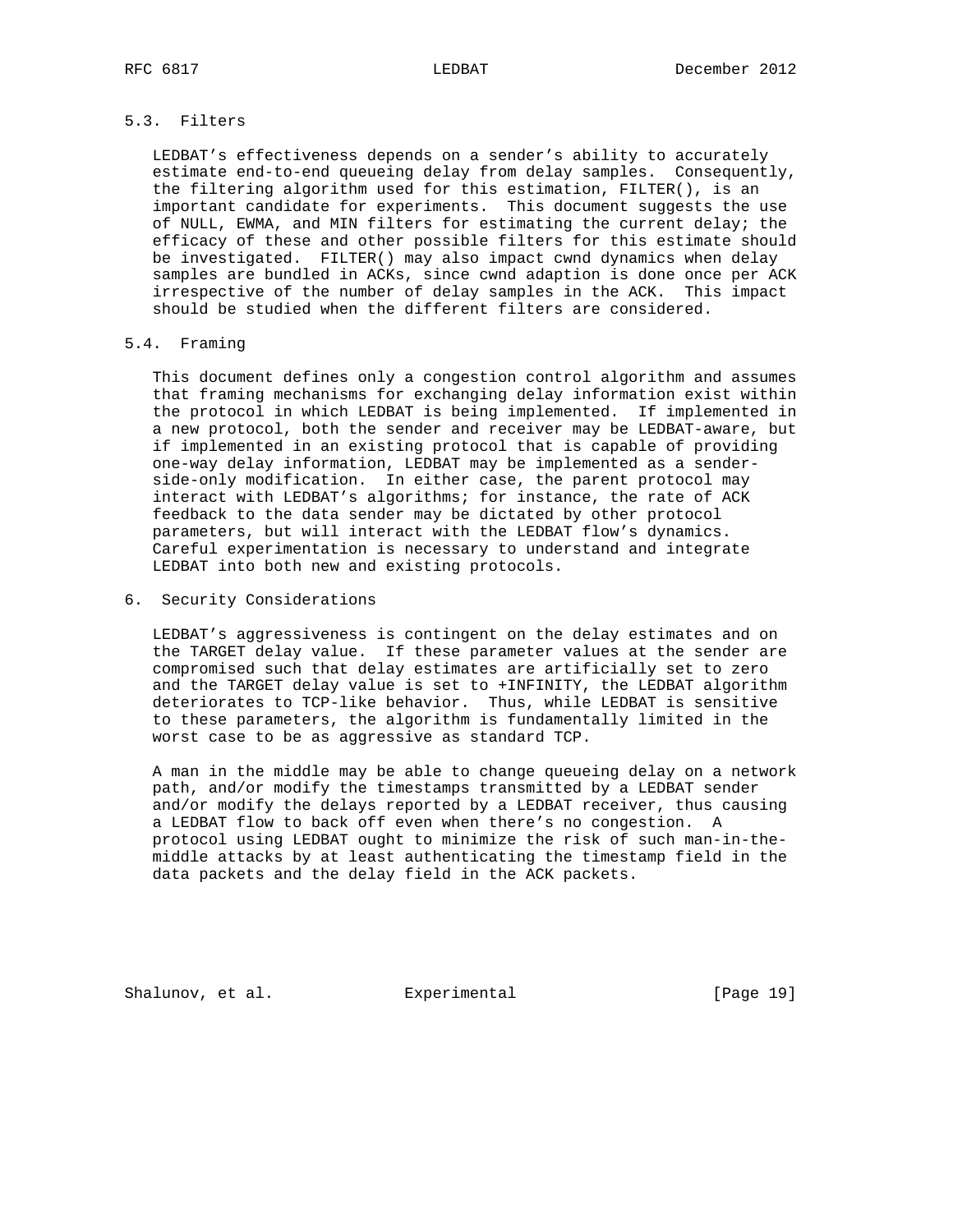### 5.3. Filters

LEDBAT's effectiveness depends on a sender's ability to accurately estimate end-to-end queueing delay from delay samples. Consequently, the filtering algorithm used for this estimation, FILTER(), is an important candidate for experiments. This document suggests the use of NULL, EWMA, and MIN filters for estimating the current delay; the efficacy of these and other possible filters for this estimate should be investigated. FILTER() may also impact cwnd dynamics when delay samples are bundled in ACKs, since cwnd adaption is done once per ACK irrespective of the number of delay samples in the ACK. This impact should be studied when the different filters are considered.

### 5.4. Framing

This document defines only a congestion control algorithm and assumes that framing mechanisms for exchanging delay information exist within the protocol in which LEDBAT is being implemented. If implemented in a new protocol, both the sender and receiver may be LEDBAT-aware, but if implemented in an existing protocol that is capable of providing one-way delay information, LEDBAT may be implemented as a sender-side-only modification. In either case, the parent protocol may interact with LEDBAT's algorithms; for instance, the rate of ACK feedback to the data sender may be dictated by other protocol parameters, but will interact with the LEDBAT flow's dynamics. Careful experimentation is necessary to understand and integrate LEDBAT into both new and existing protocols.

## 6. Security Considerations

LEDBAT's aggressiveness is contingent on the delay estimates and on the TARGET delay value. If these parameter values at the sender are compromised such that delay estimates are artificially set to zero and the TARGET delay value is set to +INFINITY, the LEDBAT algorithm deteriorates to TCP-like behavior. Thus, while LEDBAT is sensitive to these parameters, the algorithm is fundamentally limited in the worst case to be as aggressive as standard TCP.

A man in the middle may be able to change queueing delay on a network path, and/or modify the timestamps transmitted by a LEDBAT sender and/or modify the delays reported by a LEDBAT receiver, thus causing a LEDBAT flow to back off even when there's no congestion. A protocol using LEDBAT ought to minimize the risk of such man-in-the-middle attacks by at least authenticating the timestamp field in the data packets and the delay field in the ACK packets.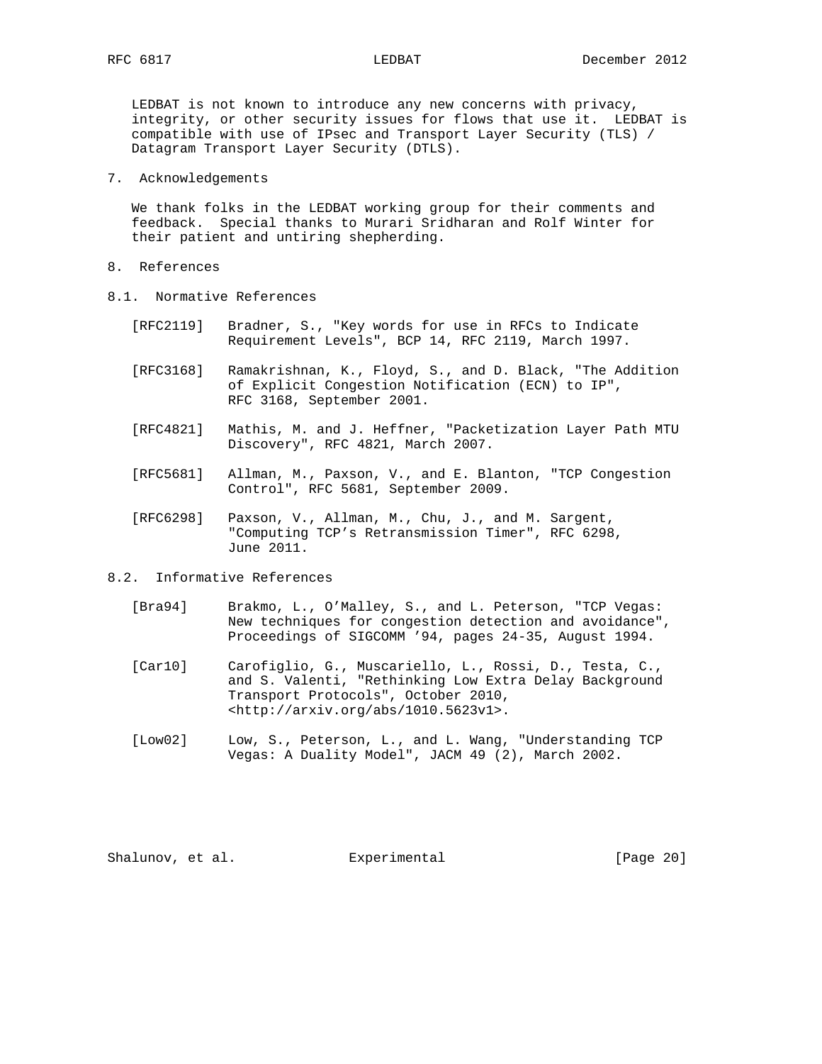LEDBAT is not known to introduce any new concerns with privacy, integrity, or other security issues for flows that use it. LEDBAT is compatible with use of IPsec and Transport Layer Security (TLS) / Datagram Transport Layer Security (DTLS).

## 7. Acknowledgements

We thank folks in the LEDBAT working group for their comments and feedback. Special thanks to Murari Sridharan and Rolf Winter for their patient and untiring shepherding.

## 8. References

### 8.1. Normative References

[RFC2119] Bradner, S., "Key words for use in RFCs to Indicate Requirement Levels", BCP 14, RFC 2119, March 1997.

[RFC3168] Ramakrishnan, K., Floyd, S., and D. Black, "The Addition of Explicit Congestion Notification (ECN) to IP", RFC 3168, September 2001.

[RFC4821] Mathis, M. and J. Heffner, "Packetization Layer Path MTU Discovery", RFC 4821, March 2007.

[RFC5681] Allman, M., Paxson, V., and E. Blanton, "TCP Congestion Control", RFC 5681, September 2009.

[RFC6298] Paxson, V., Allman, M., Chu, J., and M. Sargent, "Computing TCP's Retransmission Timer", RFC 6298, June 2011.

### 8.2. Informative References

[Bra94] Brakmo, L., O'Malley, S., and L. Peterson, "TCP Vegas: New techniques for congestion detection and avoidance", Proceedings of SIGCOMM '94, pages 24-35, August 1994.

[Car10] Carofiglio, G., Muscariello, L., Rossi, D., Testa, C., and S. Valenti, "Rethinking Low Extra Delay Background Transport Protocols", October 2010, <http://arxiv.org/abs/1010.5623v1>.

[Low02] Low, S., Peterson, L., and L. Wang, "Understanding TCP Vegas: A Duality Model", JACM 49 (2), March 2002.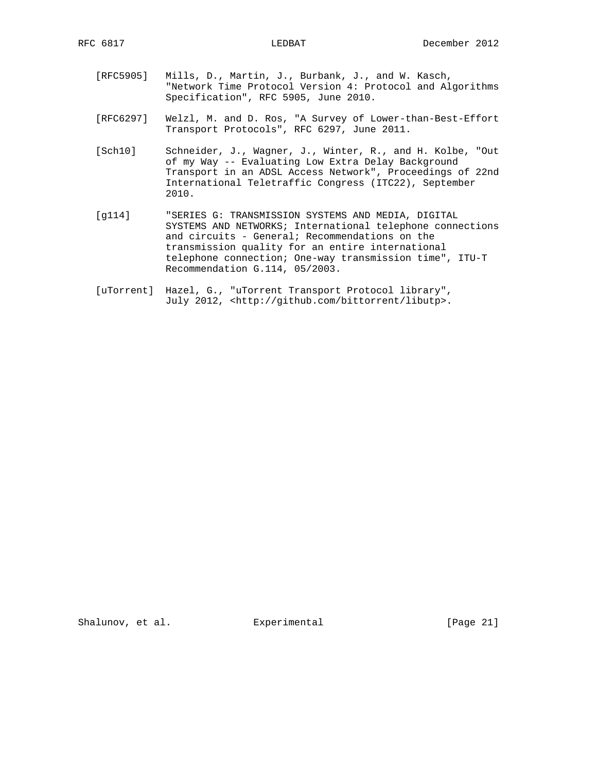[RFC5905] Mills, D., Martin, J., Burbank, J., and W. Kasch, "Network Time Protocol Version 4: Protocol and Algorithms Specification", RFC 5905, June 2010.

[RFC6297] Welzl, M. and D. Ros, "A Survey of Lower-than-Best-Effort Transport Protocols", RFC 6297, June 2011.

[Sch10] Schneider, J., Wagner, J., Winter, R., and H. Kolbe, "Out of my Way -- Evaluating Low Extra Delay Background Transport in an ADSL Access Network", Proceedings of 22nd International Teletraffic Congress (ITC22), September 2010.

[g114] "SERIES G: TRANSMISSION SYSTEMS AND MEDIA, DIGITAL SYSTEMS AND NETWORKS; International telephone connections and circuits - General; Recommendations on the transmission quality for an entire international telephone connection; One-way transmission time", ITU-T Recommendation G.114, 05/2003.

[uTorrent] Hazel, G., "uTorrent Transport Protocol library", July 2012, <http://github.com/bittorrent/libutp>.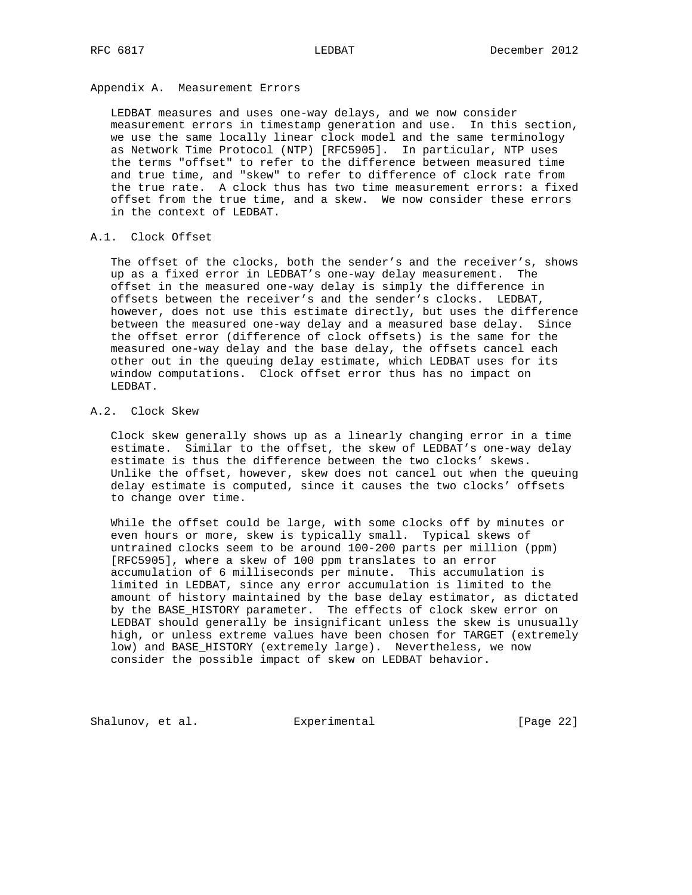## Appendix A. Measurement Errors

LEDBAT measures and uses one-way delays, and we now consider measurement errors in timestamp generation and use. In this section, we use the same locally linear clock model and the same terminology as Network Time Protocol (NTP) [RFC5905]. In particular, NTP uses the terms "offset" to refer to the difference between measured time and true time, and "skew" to refer to difference of clock rate from the true rate. A clock thus has two time measurement errors: a fixed offset from the true time, and a skew. We now consider these errors in the context of LEDBAT.

### A.1. Clock Offset

The offset of the clocks, both the sender's and the receiver's, shows up as a fixed error in LEDBAT's one-way delay measurement. The offset in the measured one-way delay is simply the difference in offsets between the receiver's and the sender's clocks. LEDBAT, however, does not use this estimate directly, but uses the difference between the measured one-way delay and a measured base delay. Since the offset error (difference of clock offsets) is the same for the measured one-way delay and the base delay, the offsets cancel each other out in the queuing delay estimate, which LEDBAT uses for its window computations. Clock offset error thus has no impact on LEDBAT.

### A.2. Clock Skew

Clock skew generally shows up as a linearly changing error in a time estimate. Similar to the offset, the skew of LEDBAT's one-way delay estimate is thus the difference between the two clocks' skews. Unlike the offset, however, skew does not cancel out when the queuing delay estimate is computed, since it causes the two clocks' offsets to change over time.

While the offset could be large, with some clocks off by minutes or even hours or more, skew is typically small. Typical skews of untrained clocks seem to be around 100-200 parts per million (ppm) [RFC5905], where a skew of 100 ppm translates to an error accumulation of 6 milliseconds per minute. This accumulation is limited in LEDBAT, since any error accumulation is limited to the amount of history maintained by the base delay estimator, as dictated by the BASE_HISTORY parameter. The effects of clock skew error on LEDBAT should generally be insignificant unless the skew is unusually high, or unless extreme values have been chosen for TARGET (extremely low) and BASE_HISTORY (extremely large). Nevertheless, we now consider the possible impact of skew on LEDBAT behavior.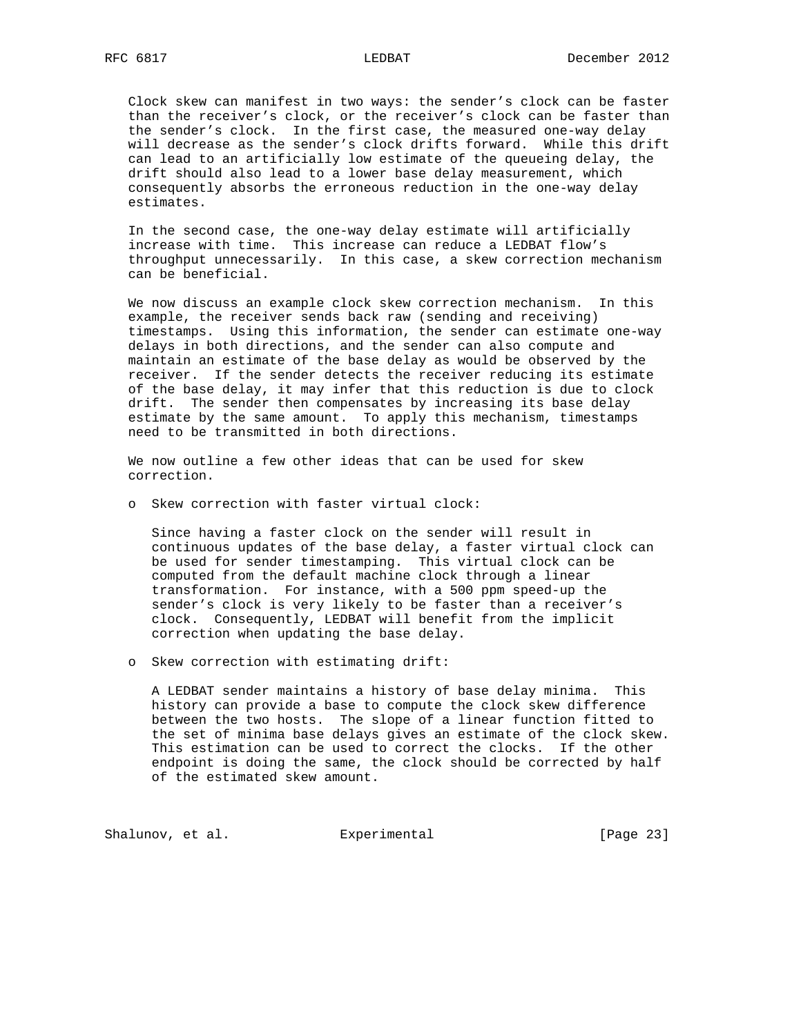Clock skew can manifest in two ways: the sender's clock can be faster than the receiver's clock, or the receiver's clock can be faster than the sender's clock. In the first case, the measured one-way delay will decrease as the sender's clock drifts forward. While this drift can lead to an artificially low estimate of the queueing delay, the drift should also lead to a lower base delay measurement, which consequently absorbs the erroneous reduction in the one-way delay estimates.

In the second case, the one-way delay estimate will artificially increase with time. This increase can reduce a LEDBAT flow's throughput unnecessarily. In this case, a skew correction mechanism can be beneficial.

We now discuss an example clock skew correction mechanism. In this example, the receiver sends back raw (sending and receiving) timestamps. Using this information, the sender can estimate one-way delays in both directions, and the sender can also compute and maintain an estimate of the base delay as would be observed by the receiver. If the sender detects the receiver reducing its estimate of the base delay, it may infer that this reduction is due to clock drift. The sender then compensates by increasing its base delay estimate by the same amount. To apply this mechanism, timestamps need to be transmitted in both directions.

We now outline a few other ideas that can be used for skew correction.

- Skew correction with faster virtual clock:

  Since having a faster clock on the sender will result in continuous updates of the base delay, a faster virtual clock can be used for sender timestamping. This virtual clock can be computed from the default machine clock through a linear transformation. For instance, with a 500 ppm speed-up the sender's clock is very likely to be faster than a receiver's clock. Consequently, LEDBAT will benefit from the implicit correction when updating the base delay.

- Skew correction with estimating drift:

  A LEDBAT sender maintains a history of base delay minima. This history can provide a base to compute the clock skew difference between the two hosts. The slope of a linear function fitted to the set of minima base delays gives an estimate of the clock skew. This estimation can be used to correct the clocks. If the other endpoint is doing the same, the clock should be corrected by half of the estimated skew amount.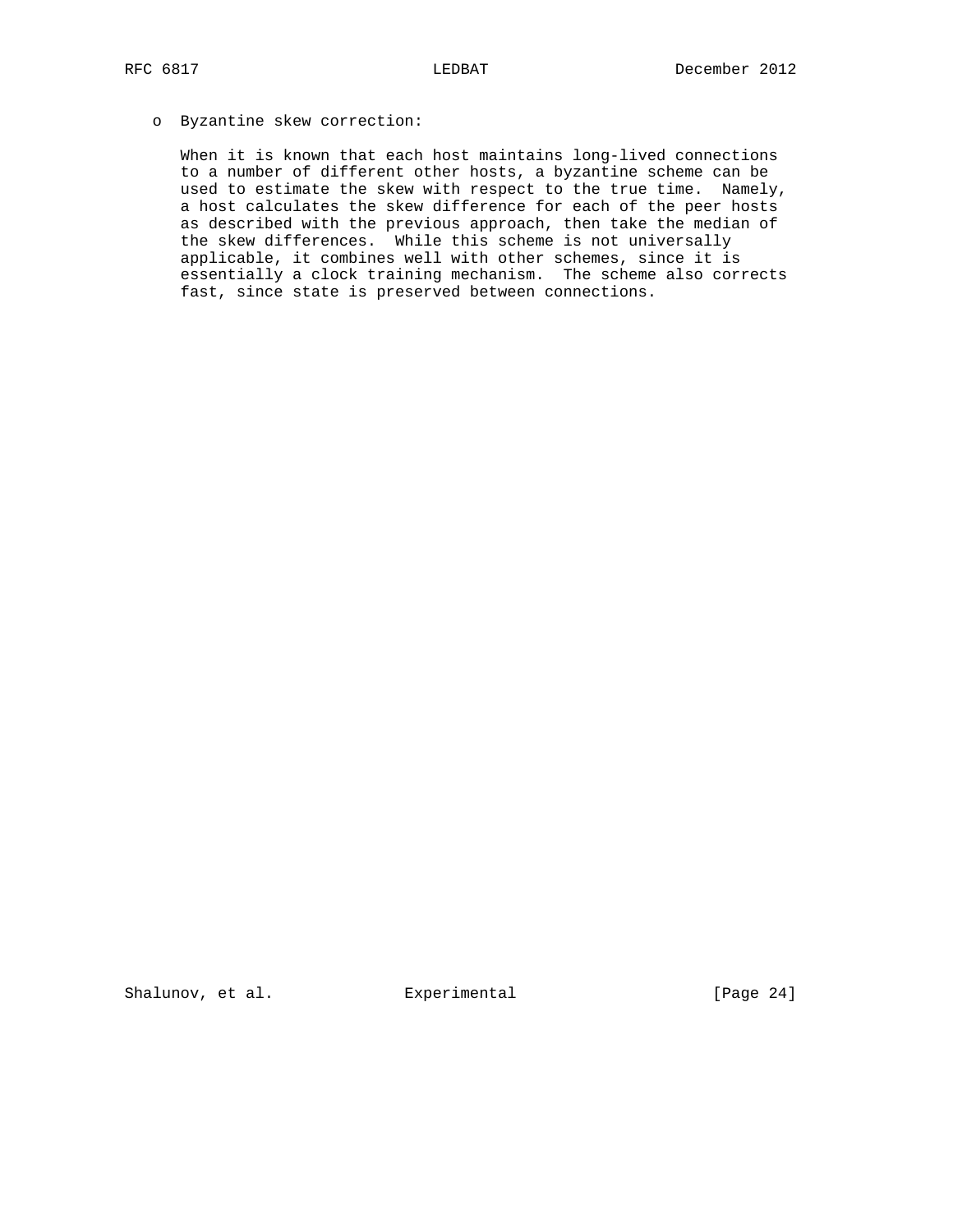- Byzantine skew correction:

  When it is known that each host maintains long-lived connections to a number of different other hosts, a byzantine scheme can be used to estimate the skew with respect to the true time. Namely, a host calculates the skew difference for each of the peer hosts as described with the previous approach, then take the median of the skew differences. While this scheme is not universally applicable, it combines well with other schemes, since it is essentially a clock training mechanism. The scheme also corrects fast, since state is preserved between connections.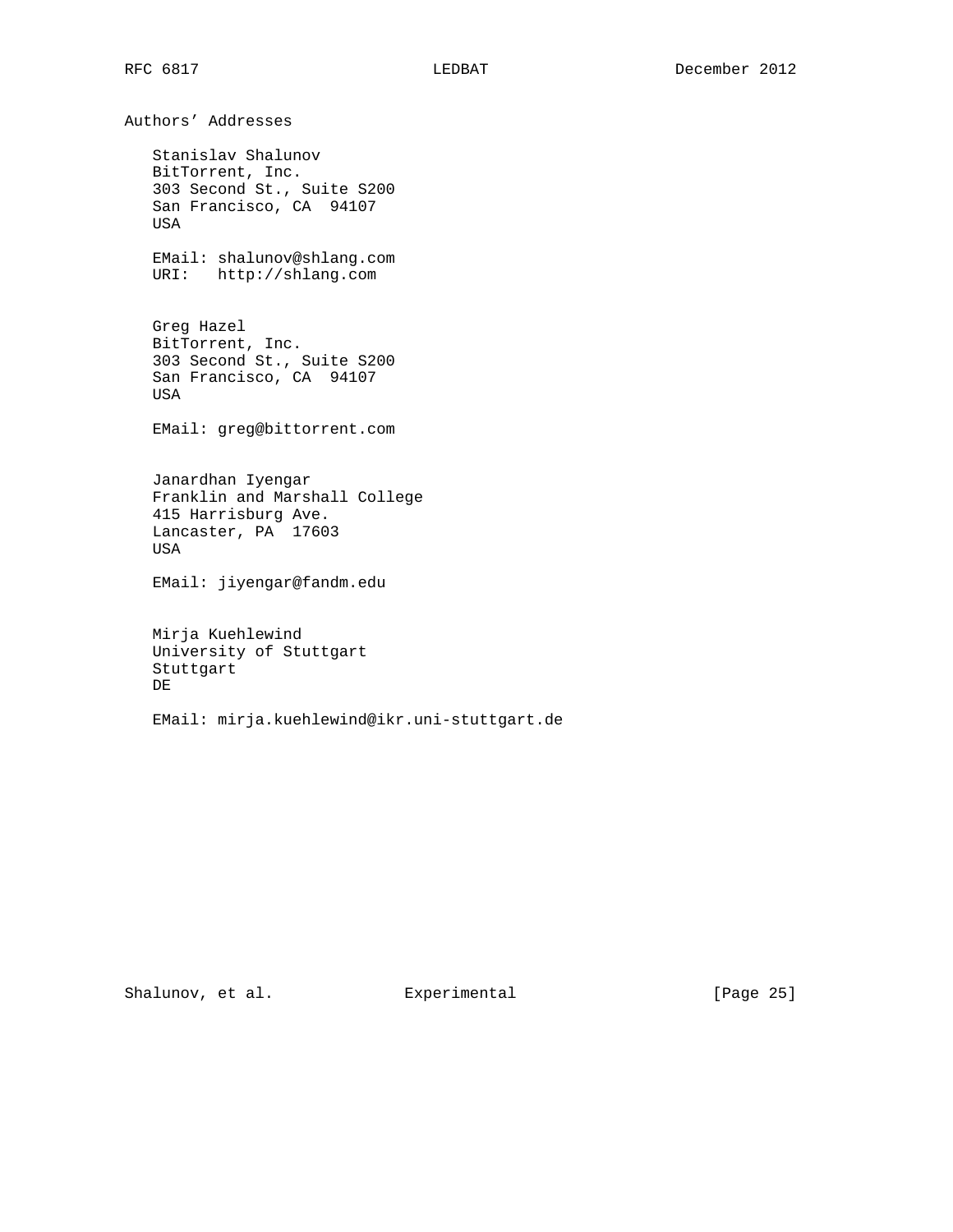## Authors' Addresses

Stanislav Shalunov
BitTorrent, Inc.
303 Second St., Suite S200
San Francisco, CA  94107
USA

EMail: shalunov@shlang.com
URI:   http://shlang.com

Greg Hazel
BitTorrent, Inc.
303 Second St., Suite S200
San Francisco, CA  94107
USA

EMail: greg@bittorrent.com

Janardhan Iyengar
Franklin and Marshall College
415 Harrisburg Ave.
Lancaster, PA  17603
USA

EMail: jiyengar@fandm.edu

Mirja Kuehlewind
University of Stuttgart
Stuttgart
DE

EMail: mirja.kuehlewind@ikr.uni-stuttgart.de